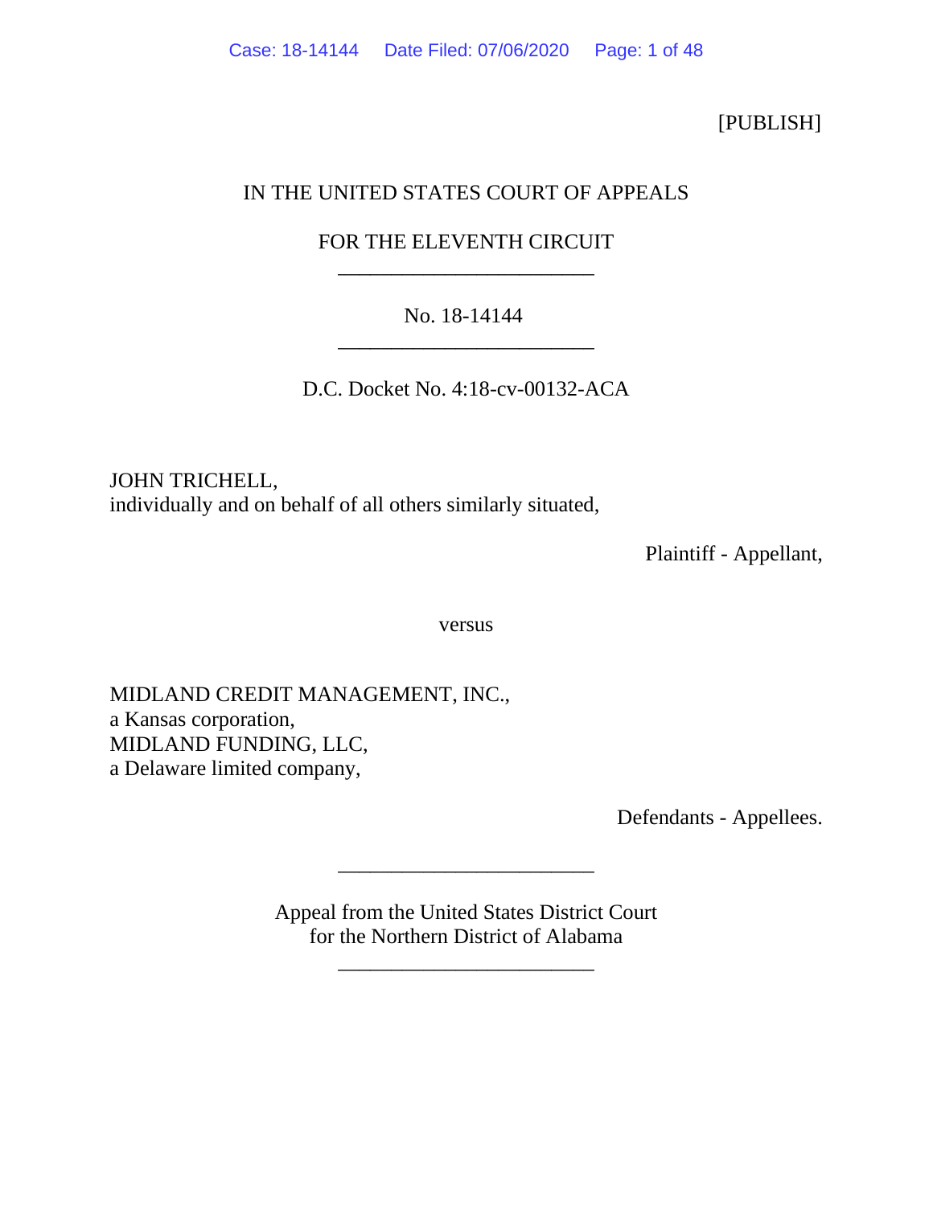[PUBLISH]

IN THE UNITED STATES COURT OF APPEALS

FOR THE ELEVENTH CIRCUIT

________________________

No. 18-14144

________________________

D.C. Docket No. 4:18-cv-00132-ACA

JOHN TRICHELL,
individually and on behalf of all others similarly situated,

Plaintiff - Appellant,

versus

MIDLAND CREDIT MANAGEMENT, INC.,
a Kansas corporation,
MIDLAND FUNDING, LLC,
a Delaware limited company,

Defendants - Appellees.

________________________

Appeal from the United States District Court
for the Northern District of Alabama

________________________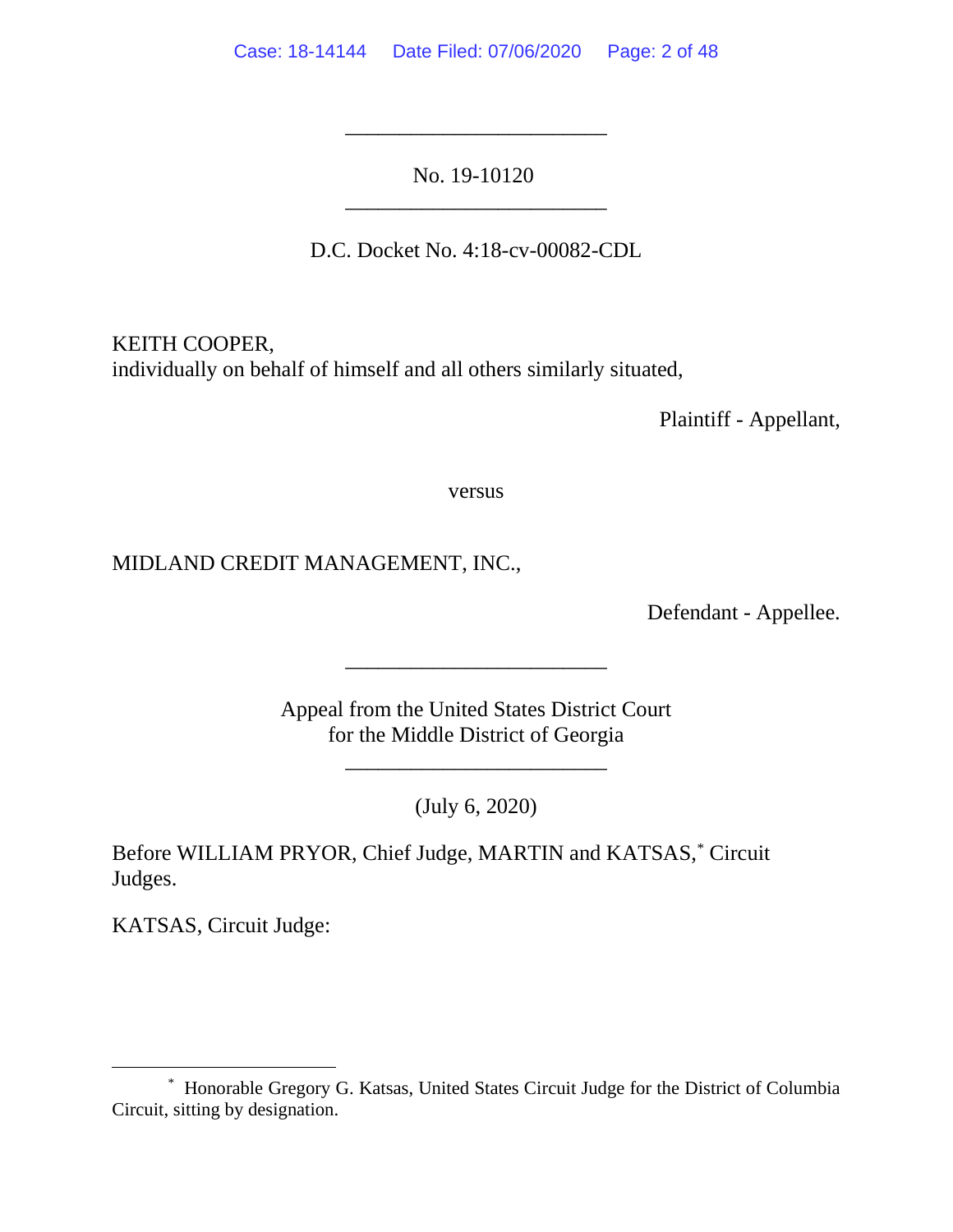No. 19-10120

D.C. Docket No. 4:18-cv-00082-CDL

KEITH COOPER,
individually on behalf of himself and all others similarly situated,

Plaintiff - Appellant,

versus

MIDLAND CREDIT MANAGEMENT, INC.,

Defendant - Appellee.

Appeal from the United States District Court
for the Middle District of Georgia

(July 6, 2020)

Before WILLIAM PRYOR, Chief Judge, MARTIN and KATSAS,* Circuit Judges.

KATSAS, Circuit Judge:

---

* Honorable Gregory G. Katsas, United States Circuit Judge for the District of Columbia Circuit, sitting by designation.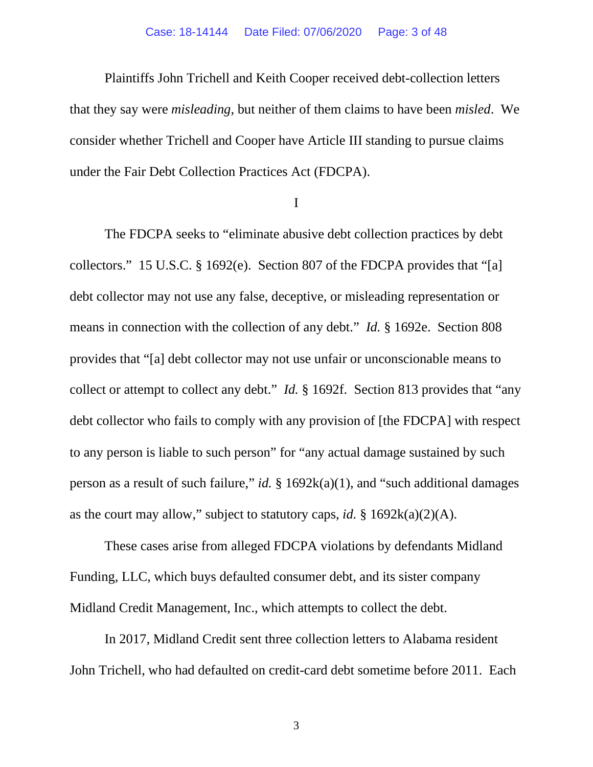Plaintiffs John Trichell and Keith Cooper received debt-collection letters that they say were *misleading*, but neither of them claims to have been *misled*. We consider whether Trichell and Cooper have Article III standing to pursue claims under the Fair Debt Collection Practices Act (FDCPA).

I

The FDCPA seeks to "eliminate abusive debt collection practices by debt collectors." 15 U.S.C. § 1692(e). Section 807 of the FDCPA provides that "[a] debt collector may not use any false, deceptive, or misleading representation or means in connection with the collection of any debt." *Id.* § 1692e. Section 808 provides that "[a] debt collector may not use unfair or unconscionable means to collect or attempt to collect any debt." *Id.* § 1692f. Section 813 provides that "any debt collector who fails to comply with any provision of [the FDCPA] with respect to any person is liable to such person" for "any actual damage sustained by such person as a result of such failure," *id.* § 1692k(a)(1), and "such additional damages as the court may allow," subject to statutory caps, *id.* § 1692k(a)(2)(A).

These cases arise from alleged FDCPA violations by defendants Midland Funding, LLC, which buys defaulted consumer debt, and its sister company Midland Credit Management, Inc., which attempts to collect the debt.

In 2017, Midland Credit sent three collection letters to Alabama resident John Trichell, who had defaulted on credit-card debt sometime before 2011. Each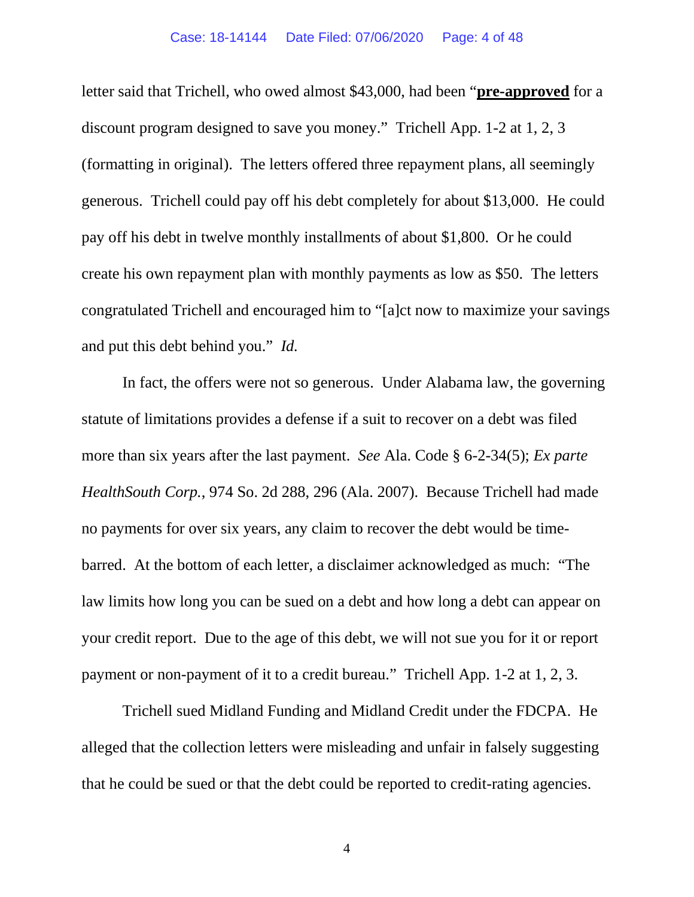letter said that Trichell, who owed almost $43,000, had been "**pre-approved** for a discount program designed to save you money." Trichell App. 1-2 at 1, 2, 3 (formatting in original). The letters offered three repayment plans, all seemingly generous. Trichell could pay off his debt completely for about $13,000. He could pay off his debt in twelve monthly installments of about $1,800. Or he could create his own repayment plan with monthly payments as low as $50. The letters congratulated Trichell and encouraged him to "[a]ct now to maximize your savings and put this debt behind you." *Id.*

In fact, the offers were not so generous. Under Alabama law, the governing statute of limitations provides a defense if a suit to recover on a debt was filed more than six years after the last payment. *See* Ala. Code § 6-2-34(5); *Ex parte HealthSouth Corp.*, 974 So. 2d 288, 296 (Ala. 2007). Because Trichell had made no payments for over six years, any claim to recover the debt would be time-barred. At the bottom of each letter, a disclaimer acknowledged as much: "The law limits how long you can be sued on a debt and how long a debt can appear on your credit report. Due to the age of this debt, we will not sue you for it or report payment or non-payment of it to a credit bureau." Trichell App. 1-2 at 1, 2, 3.

Trichell sued Midland Funding and Midland Credit under the FDCPA. He alleged that the collection letters were misleading and unfair in falsely suggesting that he could be sued or that the debt could be reported to credit-rating agencies.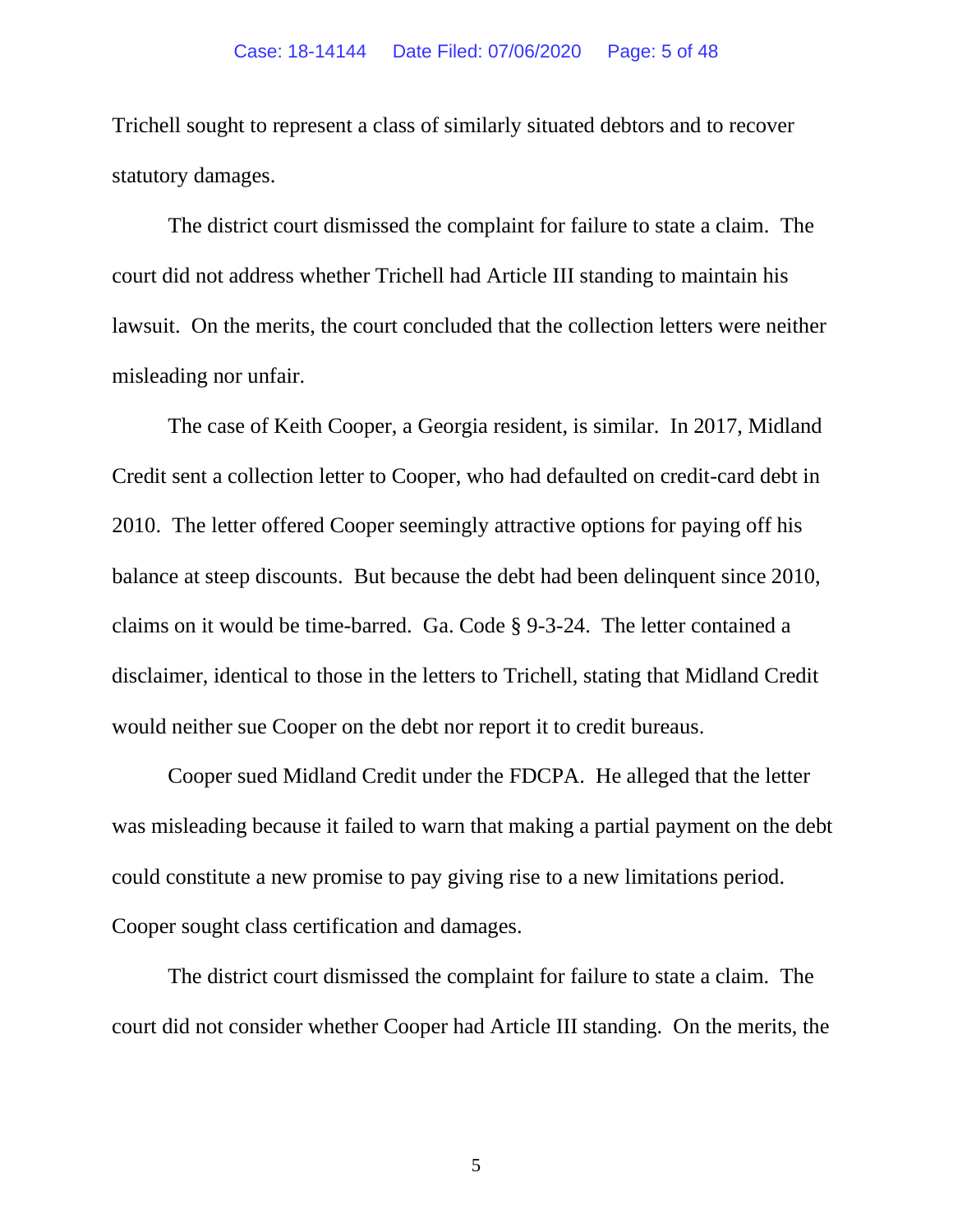Trichell sought to represent a class of similarly situated debtors and to recover statutory damages.

The district court dismissed the complaint for failure to state a claim. The court did not address whether Trichell had Article III standing to maintain his lawsuit. On the merits, the court concluded that the collection letters were neither misleading nor unfair.

The case of Keith Cooper, a Georgia resident, is similar. In 2017, Midland Credit sent a collection letter to Cooper, who had defaulted on credit-card debt in 2010. The letter offered Cooper seemingly attractive options for paying off his balance at steep discounts. But because the debt had been delinquent since 2010, claims on it would be time-barred. Ga. Code § 9-3-24. The letter contained a disclaimer, identical to those in the letters to Trichell, stating that Midland Credit would neither sue Cooper on the debt nor report it to credit bureaus.

Cooper sued Midland Credit under the FDCPA. He alleged that the letter was misleading because it failed to warn that making a partial payment on the debt could constitute a new promise to pay giving rise to a new limitations period. Cooper sought class certification and damages.

The district court dismissed the complaint for failure to state a claim. The court did not consider whether Cooper had Article III standing. On the merits, the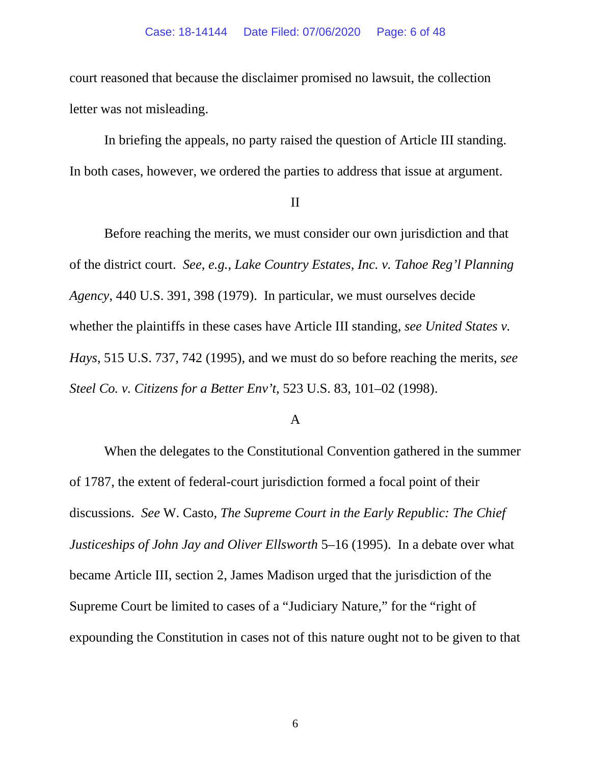court reasoned that because the disclaimer promised no lawsuit, the collection letter was not misleading.

In briefing the appeals, no party raised the question of Article III standing. In both cases, however, we ordered the parties to address that issue at argument.

## II

Before reaching the merits, we must consider our own jurisdiction and that of the district court. *See*, *e.g.*, *Lake Country Estates, Inc. v. Tahoe Reg'l Planning Agency*, 440 U.S. 391, 398 (1979). In particular, we must ourselves decide whether the plaintiffs in these cases have Article III standing, *see United States v. Hays*, 515 U.S. 737, 742 (1995), and we must do so before reaching the merits, *see Steel Co. v. Citizens for a Better Env't*, 523 U.S. 83, 101–02 (1998).

### A

When the delegates to the Constitutional Convention gathered in the summer of 1787, the extent of federal-court jurisdiction formed a focal point of their discussions. *See* W. Casto, *The Supreme Court in the Early Republic: The Chief Justiceships of John Jay and Oliver Ellsworth* 5–16 (1995). In a debate over what became Article III, section 2, James Madison urged that the jurisdiction of the Supreme Court be limited to cases of a "Judiciary Nature," for the "right of expounding the Constitution in cases not of this nature ought not to be given to that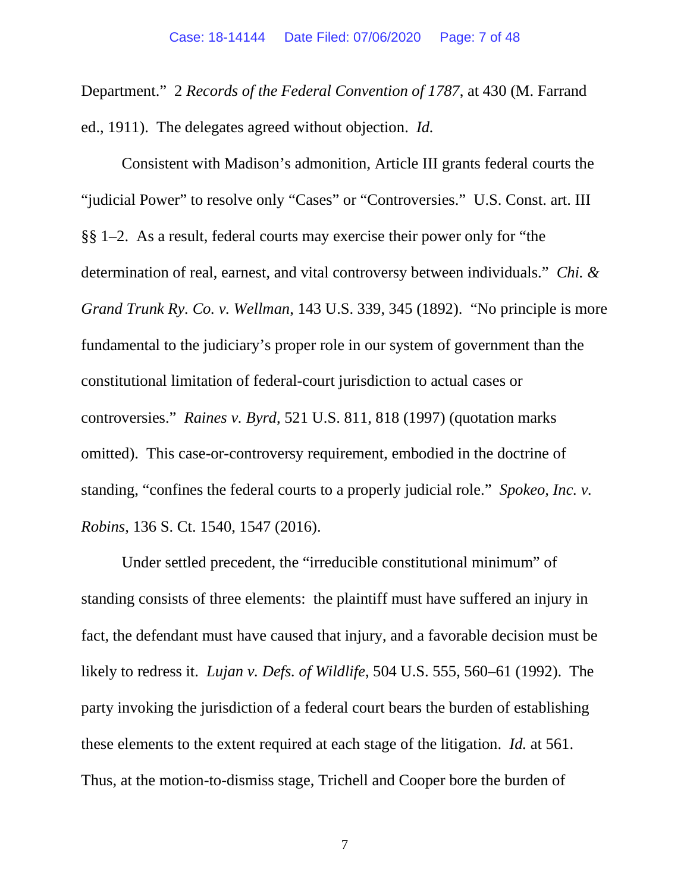Department." 2 *Records of the Federal Convention of 1787*, at 430 (M. Farrand ed., 1911). The delegates agreed without objection. *Id.*

Consistent with Madison's admonition, Article III grants federal courts the "judicial Power" to resolve only "Cases" or "Controversies." U.S. Const. art. III §§ 1–2. As a result, federal courts may exercise their power only for "the determination of real, earnest, and vital controversy between individuals." *Chi. & Grand Trunk Ry. Co. v. Wellman*, 143 U.S. 339, 345 (1892). "No principle is more fundamental to the judiciary's proper role in our system of government than the constitutional limitation of federal-court jurisdiction to actual cases or controversies." *Raines v. Byrd*, 521 U.S. 811, 818 (1997) (quotation marks omitted). This case-or-controversy requirement, embodied in the doctrine of standing, "confines the federal courts to a properly judicial role." *Spokeo, Inc. v. Robins*, 136 S. Ct. 1540, 1547 (2016).

Under settled precedent, the "irreducible constitutional minimum" of standing consists of three elements: the plaintiff must have suffered an injury in fact, the defendant must have caused that injury, and a favorable decision must be likely to redress it. *Lujan v. Defs. of Wildlife*, 504 U.S. 555, 560–61 (1992). The party invoking the jurisdiction of a federal court bears the burden of establishing these elements to the extent required at each stage of the litigation. *Id.* at 561. Thus, at the motion-to-dismiss stage, Trichell and Cooper bore the burden of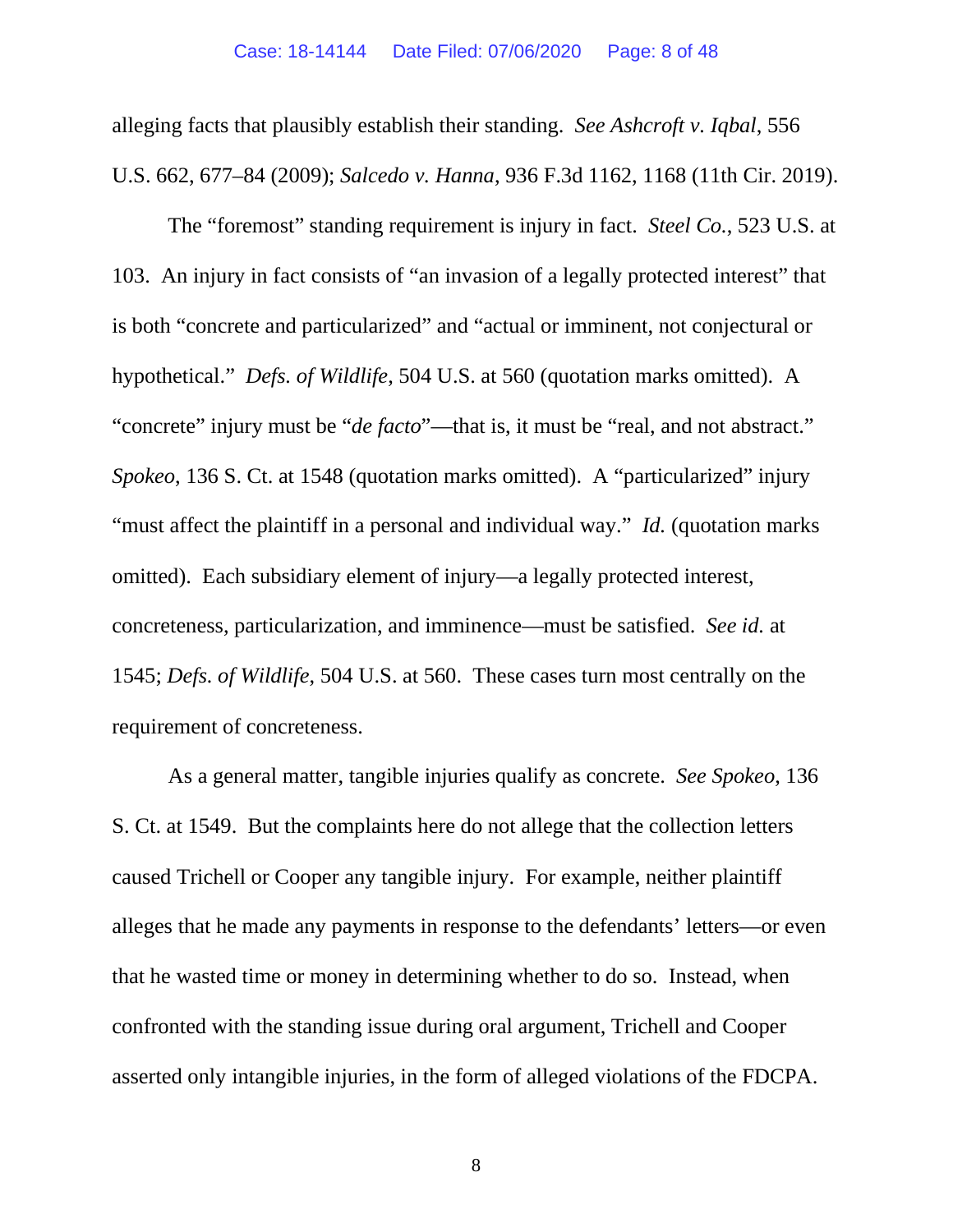alleging facts that plausibly establish their standing. *See Ashcroft v. Iqbal*, 556 U.S. 662, 677–84 (2009); *Salcedo v. Hanna*, 936 F.3d 1162, 1168 (11th Cir. 2019).

The "foremost" standing requirement is injury in fact. *Steel Co.*, 523 U.S. at 103. An injury in fact consists of "an invasion of a legally protected interest" that is both "concrete and particularized" and "actual or imminent, not conjectural or hypothetical." *Defs. of Wildlife*, 504 U.S. at 560 (quotation marks omitted). A "concrete" injury must be "*de facto*"—that is, it must be "real, and not abstract." *Spokeo*, 136 S. Ct. at 1548 (quotation marks omitted). A "particularized" injury "must affect the plaintiff in a personal and individual way." *Id.* (quotation marks omitted). Each subsidiary element of injury—a legally protected interest, concreteness, particularization, and imminence—must be satisfied. *See id.* at 1545; *Defs. of Wildlife*, 504 U.S. at 560. These cases turn most centrally on the requirement of concreteness.

As a general matter, tangible injuries qualify as concrete. *See Spokeo*, 136 S. Ct. at 1549. But the complaints here do not allege that the collection letters caused Trichell or Cooper any tangible injury. For example, neither plaintiff alleges that he made any payments in response to the defendants' letters—or even that he wasted time or money in determining whether to do so. Instead, when confronted with the standing issue during oral argument, Trichell and Cooper asserted only intangible injuries, in the form of alleged violations of the FDCPA.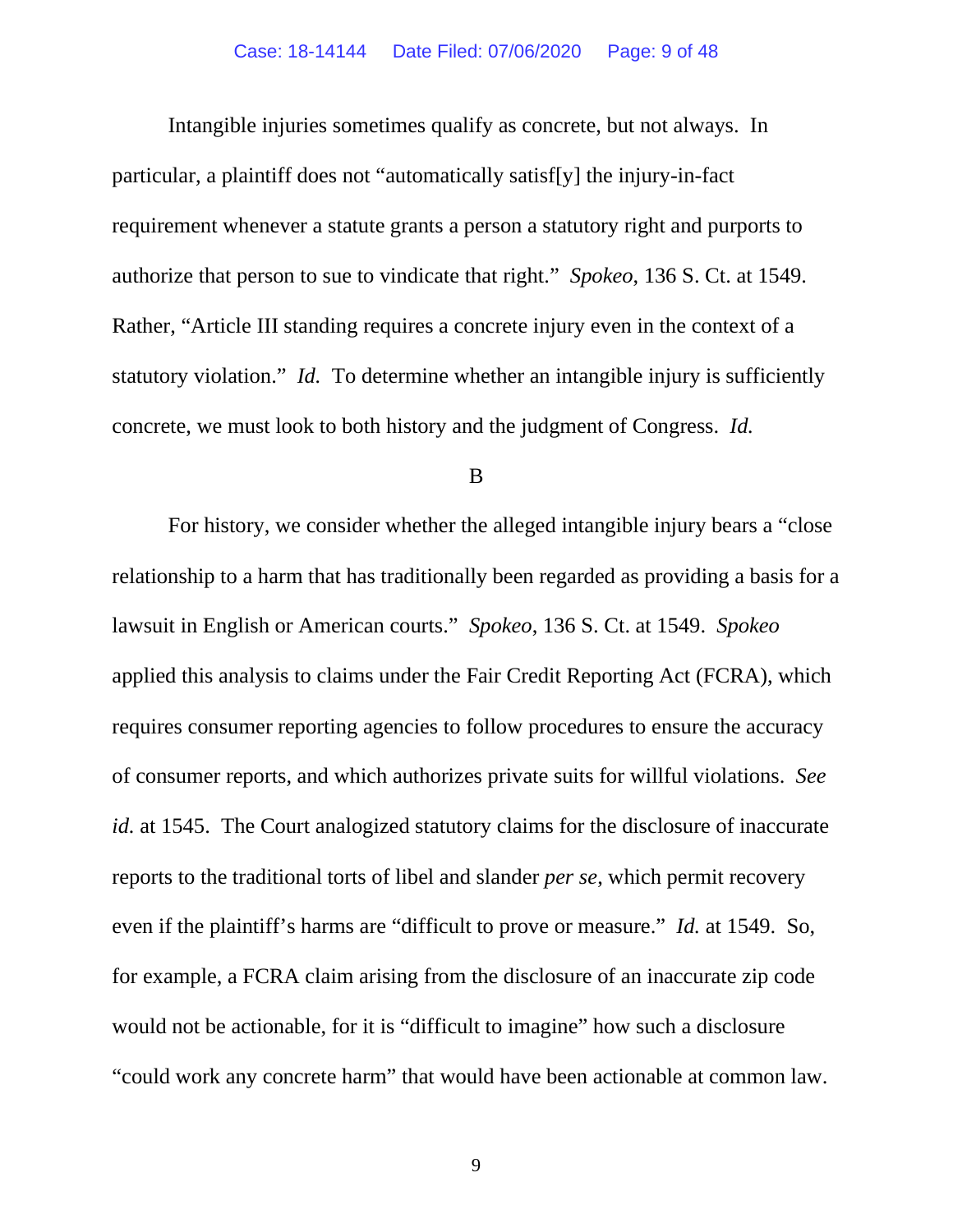Intangible injuries sometimes qualify as concrete, but not always. In particular, a plaintiff does not "automatically satisf[y] the injury-in-fact requirement whenever a statute grants a person a statutory right and purports to authorize that person to sue to vindicate that right." *Spokeo*, 136 S. Ct. at 1549. Rather, "Article III standing requires a concrete injury even in the context of a statutory violation." *Id.* To determine whether an intangible injury is sufficiently concrete, we must look to both history and the judgment of Congress. *Id.*

B

For history, we consider whether the alleged intangible injury bears a "close relationship to a harm that has traditionally been regarded as providing a basis for a lawsuit in English or American courts." *Spokeo*, 136 S. Ct. at 1549. *Spokeo* applied this analysis to claims under the Fair Credit Reporting Act (FCRA), which requires consumer reporting agencies to follow procedures to ensure the accuracy of consumer reports, and which authorizes private suits for willful violations. *See id.* at 1545. The Court analogized statutory claims for the disclosure of inaccurate reports to the traditional torts of libel and slander *per se*, which permit recovery even if the plaintiff's harms are "difficult to prove or measure." *Id.* at 1549. So, for example, a FCRA claim arising from the disclosure of an inaccurate zip code would not be actionable, for it is "difficult to imagine" how such a disclosure "could work any concrete harm" that would have been actionable at common law.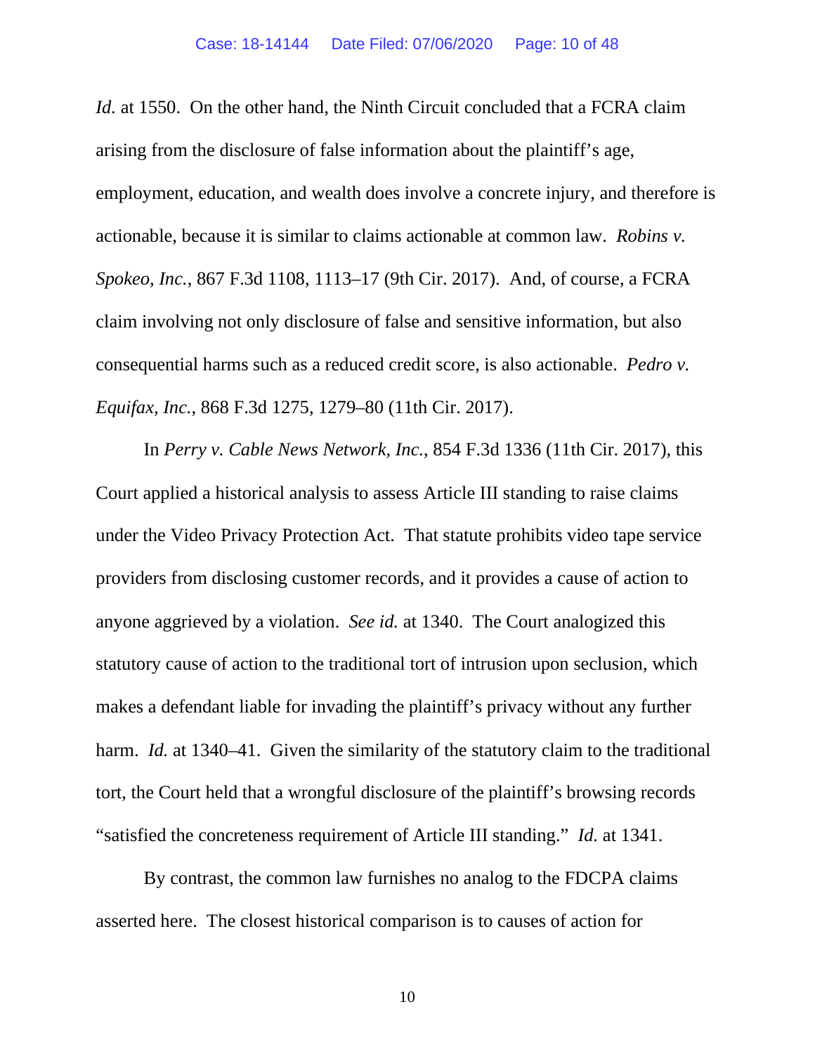*Id.* at 1550. On the other hand, the Ninth Circuit concluded that a FCRA claim arising from the disclosure of false information about the plaintiff's age, employment, education, and wealth does involve a concrete injury, and therefore is actionable, because it is similar to claims actionable at common law. *Robins v. Spokeo, Inc.*, 867 F.3d 1108, 1113–17 (9th Cir. 2017). And, of course, a FCRA claim involving not only disclosure of false and sensitive information, but also consequential harms such as a reduced credit score, is also actionable. *Pedro v. Equifax, Inc.*, 868 F.3d 1275, 1279–80 (11th Cir. 2017).

In *Perry v. Cable News Network, Inc.*, 854 F.3d 1336 (11th Cir. 2017), this Court applied a historical analysis to assess Article III standing to raise claims under the Video Privacy Protection Act. That statute prohibits video tape service providers from disclosing customer records, and it provides a cause of action to anyone aggrieved by a violation. *See id.* at 1340. The Court analogized this statutory cause of action to the traditional tort of intrusion upon seclusion, which makes a defendant liable for invading the plaintiff's privacy without any further harm. *Id.* at 1340–41. Given the similarity of the statutory claim to the traditional tort, the Court held that a wrongful disclosure of the plaintiff's browsing records "satisfied the concreteness requirement of Article III standing." *Id.* at 1341.

By contrast, the common law furnishes no analog to the FDCPA claims asserted here. The closest historical comparison is to causes of action for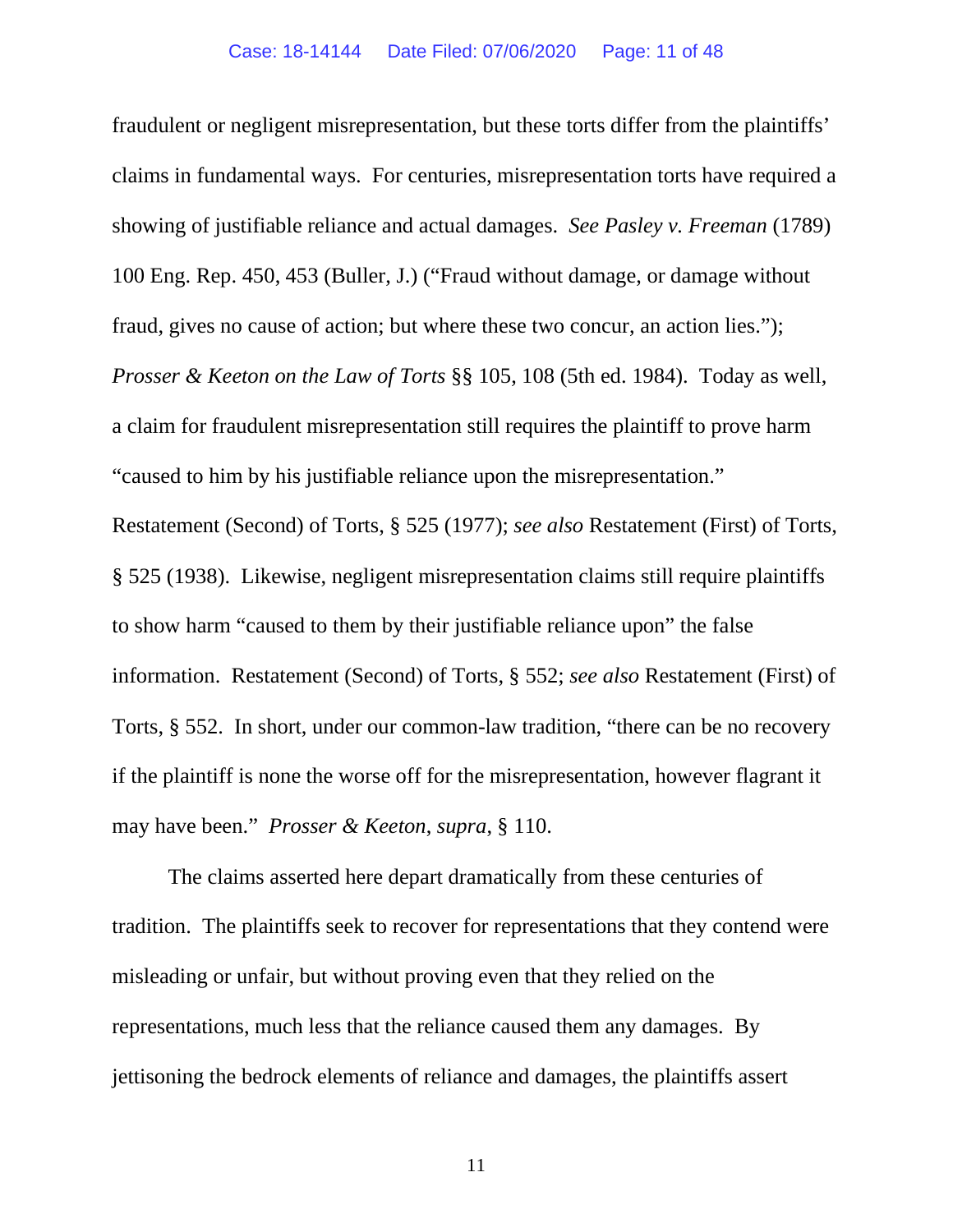fraudulent or negligent misrepresentation, but these torts differ from the plaintiffs' claims in fundamental ways. For centuries, misrepresentation torts have required a showing of justifiable reliance and actual damages. *See Pasley v. Freeman* (1789) 100 Eng. Rep. 450, 453 (Buller, J.) ("Fraud without damage, or damage without fraud, gives no cause of action; but where these two concur, an action lies."); *Prosser & Keeton on the Law of Torts* §§ 105, 108 (5th ed. 1984). Today as well, a claim for fraudulent misrepresentation still requires the plaintiff to prove harm "caused to him by his justifiable reliance upon the misrepresentation." Restatement (Second) of Torts, § 525 (1977); *see also* Restatement (First) of Torts, § 525 (1938). Likewise, negligent misrepresentation claims still require plaintiffs to show harm "caused to them by their justifiable reliance upon" the false information. Restatement (Second) of Torts, § 552; *see also* Restatement (First) of Torts, § 552. In short, under our common-law tradition, "there can be no recovery if the plaintiff is none the worse off for the misrepresentation, however flagrant it may have been." *Prosser & Keeton*, *supra*, § 110.

The claims asserted here depart dramatically from these centuries of tradition. The plaintiffs seek to recover for representations that they contend were misleading or unfair, but without proving even that they relied on the representations, much less that the reliance caused them any damages. By jettisoning the bedrock elements of reliance and damages, the plaintiffs assert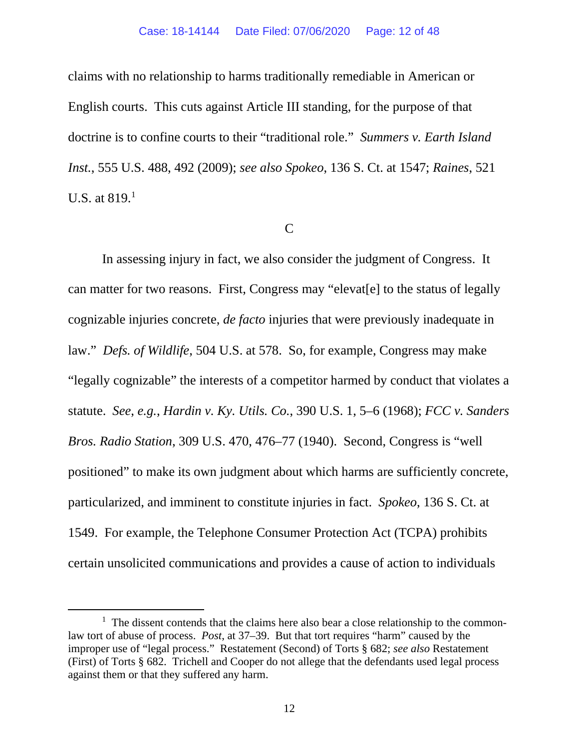claims with no relationship to harms traditionally remediable in American or English courts. This cuts against Article III standing, for the purpose of that doctrine is to confine courts to their "traditional role." *Summers v. Earth Island Inst.*, 555 U.S. 488, 492 (2009); *see also Spokeo*, 136 S. Ct. at 1547; *Raines*, 521 U.S. at 819.[1]

## C

In assessing injury in fact, we also consider the judgment of Congress. It can matter for two reasons. First, Congress may "elevat[e] to the status of legally cognizable injuries concrete, *de facto* injuries that were previously inadequate in law." *Defs. of Wildlife*, 504 U.S. at 578. So, for example, Congress may make "legally cognizable" the interests of a competitor harmed by conduct that violates a statute. *See, e.g.*, *Hardin v. Ky. Utils. Co.*, 390 U.S. 1, 5–6 (1968); *FCC v. Sanders Bros. Radio Station*, 309 U.S. 470, 476–77 (1940). Second, Congress is "well positioned" to make its own judgment about which harms are sufficiently concrete, particularized, and imminent to constitute injuries in fact. *Spokeo*, 136 S. Ct. at 1549. For example, the Telephone Consumer Protection Act (TCPA) prohibits certain unsolicited communications and provides a cause of action to individuals

---

[1] The dissent contends that the claims here also bear a close relationship to the common-law tort of abuse of process. *Post*, at 37–39. But that tort requires "harm" caused by the improper use of "legal process." Restatement (Second) of Torts § 682; *see also* Restatement (First) of Torts § 682. Trichell and Cooper do not allege that the defendants used legal process against them or that they suffered any harm.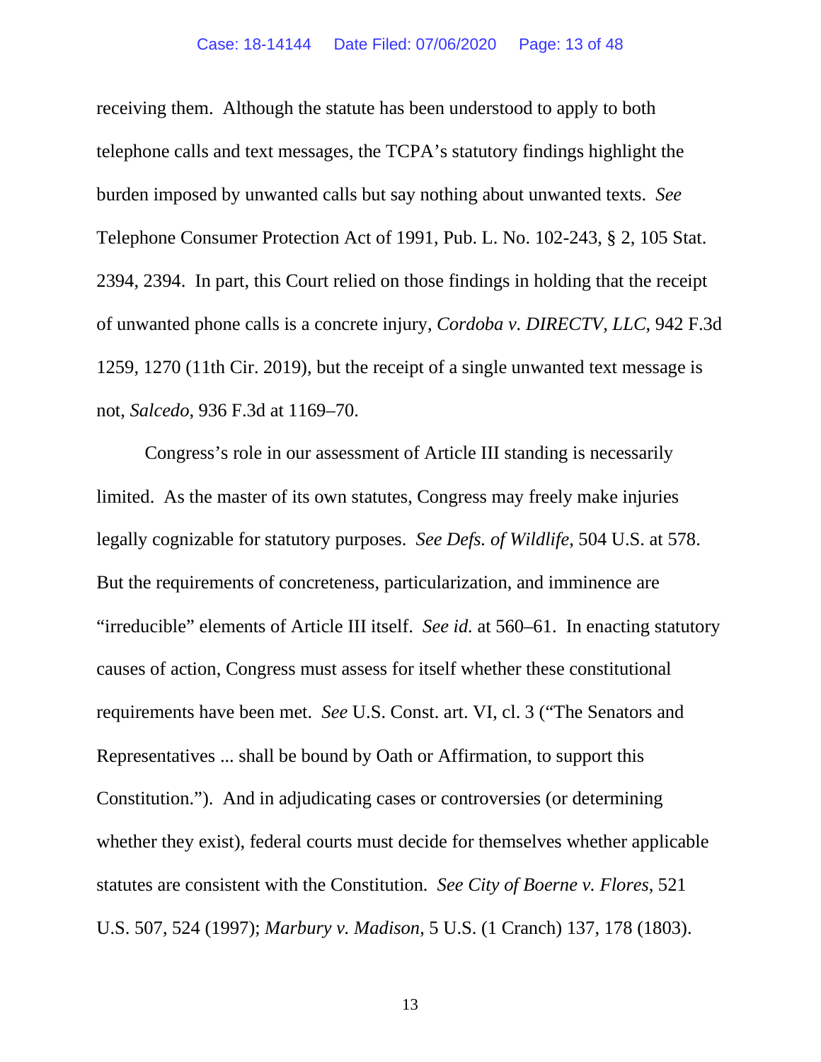receiving them. Although the statute has been understood to apply to both telephone calls and text messages, the TCPA's statutory findings highlight the burden imposed by unwanted calls but say nothing about unwanted texts. *See* Telephone Consumer Protection Act of 1991, Pub. L. No. 102-243, § 2, 105 Stat. 2394, 2394. In part, this Court relied on those findings in holding that the receipt of unwanted phone calls is a concrete injury, *Cordoba v. DIRECTV, LLC*, 942 F.3d 1259, 1270 (11th Cir. 2019), but the receipt of a single unwanted text message is not, *Salcedo*, 936 F.3d at 1169–70.

Congress's role in our assessment of Article III standing is necessarily limited. As the master of its own statutes, Congress may freely make injuries legally cognizable for statutory purposes. *See Defs. of Wildlife*, 504 U.S. at 578. But the requirements of concreteness, particularization, and imminence are "irreducible" elements of Article III itself. *See id.* at 560–61. In enacting statutory causes of action, Congress must assess for itself whether these constitutional requirements have been met. *See* U.S. Const. art. VI, cl. 3 ("The Senators and Representatives ... shall be bound by Oath or Affirmation, to support this Constitution."). And in adjudicating cases or controversies (or determining whether they exist), federal courts must decide for themselves whether applicable statutes are consistent with the Constitution. *See City of Boerne v. Flores*, 521 U.S. 507, 524 (1997); *Marbury v. Madison*, 5 U.S. (1 Cranch) 137, 178 (1803).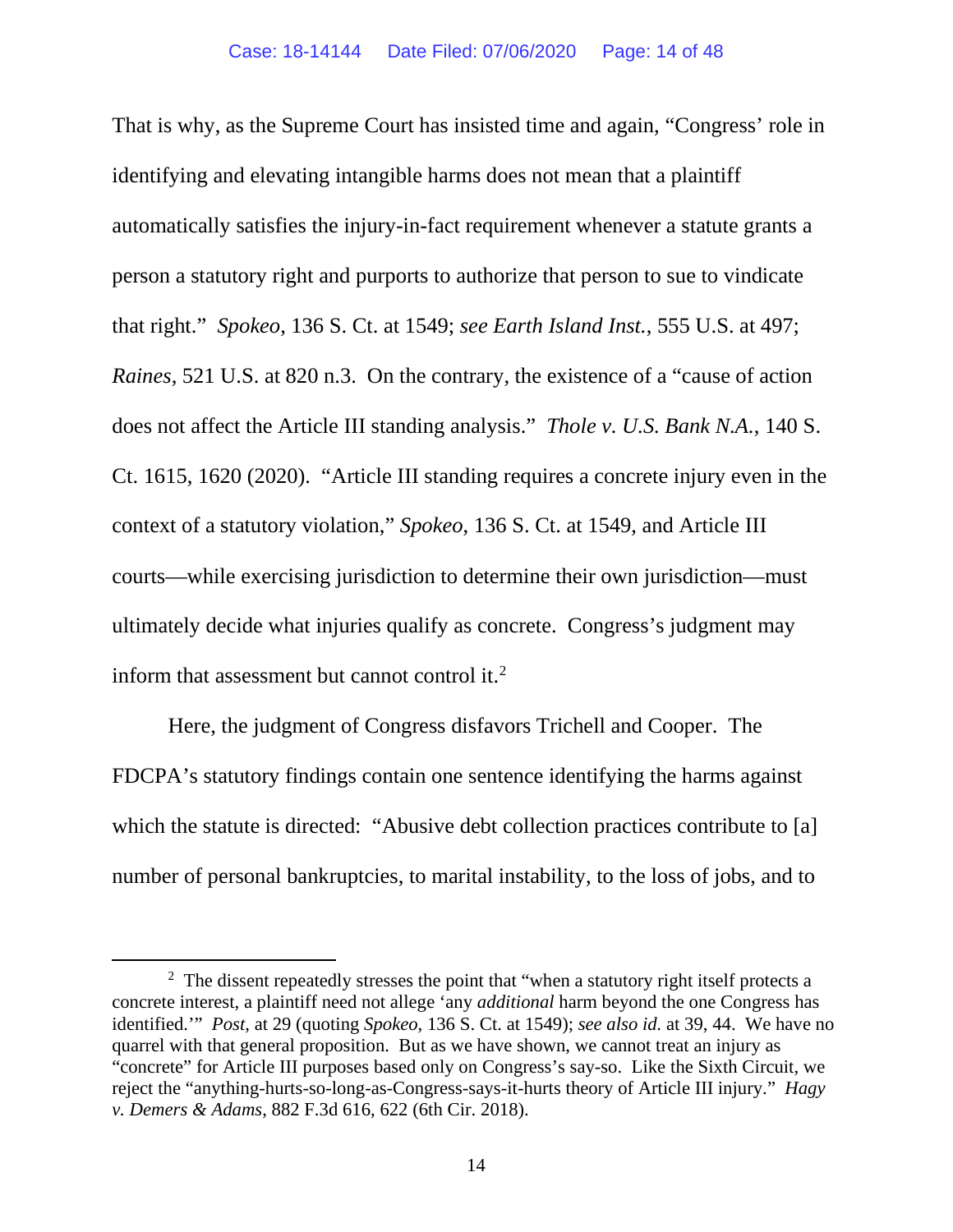That is why, as the Supreme Court has insisted time and again, "Congress' role in identifying and elevating intangible harms does not mean that a plaintiff automatically satisfies the injury-in-fact requirement whenever a statute grants a person a statutory right and purports to authorize that person to sue to vindicate that right." *Spokeo*, 136 S. Ct. at 1549; *see Earth Island Inst.*, 555 U.S. at 497; *Raines*, 521 U.S. at 820 n.3. On the contrary, the existence of a "cause of action does not affect the Article III standing analysis." *Thole v. U.S. Bank N.A.*, 140 S. Ct. 1615, 1620 (2020). "Article III standing requires a concrete injury even in the context of a statutory violation," *Spokeo*, 136 S. Ct. at 1549, and Article III courts—while exercising jurisdiction to determine their own jurisdiction—must ultimately decide what injuries qualify as concrete. Congress's judgment may inform that assessment but cannot control it.[2]

Here, the judgment of Congress disfavors Trichell and Cooper. The FDCPA's statutory findings contain one sentence identifying the harms against which the statute is directed: "Abusive debt collection practices contribute to [a] number of personal bankruptcies, to marital instability, to the loss of jobs, and to

---

[2] The dissent repeatedly stresses the point that "when a statutory right itself protects a concrete interest, a plaintiff need not allege 'any *additional* harm beyond the one Congress has identified.'" *Post*, at 29 (quoting *Spokeo*, 136 S. Ct. at 1549); *see also id.* at 39, 44. We have no quarrel with that general proposition. But as we have shown, we cannot treat an injury as "concrete" for Article III purposes based only on Congress's say-so. Like the Sixth Circuit, we reject the "anything-hurts-so-long-as-Congress-says-it-hurts theory of Article III injury." *Hagy v. Demers & Adams*, 882 F.3d 616, 622 (6th Cir. 2018).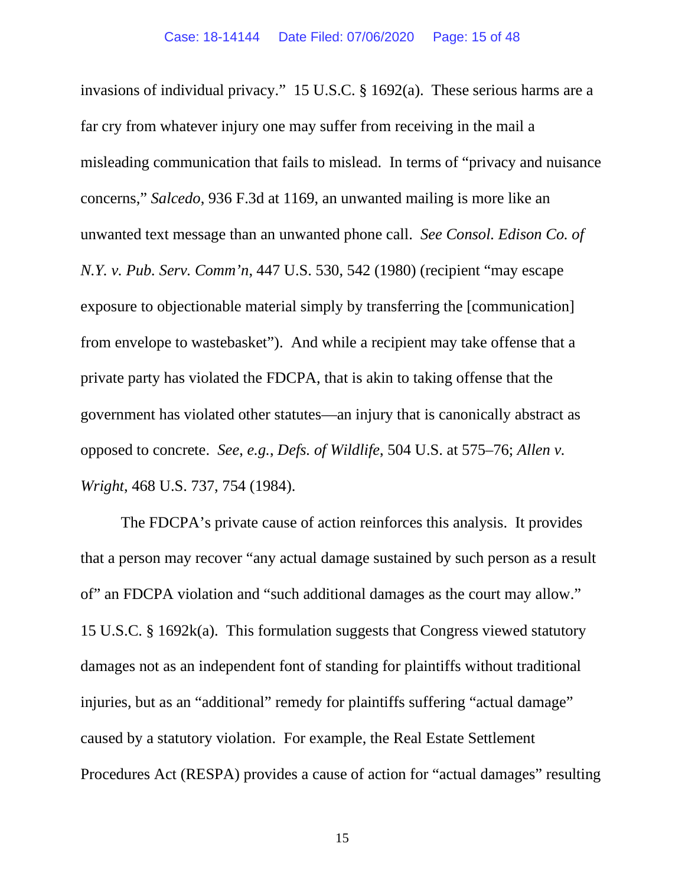invasions of individual privacy." 15 U.S.C. § 1692(a). These serious harms are a far cry from whatever injury one may suffer from receiving in the mail a misleading communication that fails to mislead. In terms of "privacy and nuisance concerns," *Salcedo*, 936 F.3d at 1169, an unwanted mailing is more like an unwanted text message than an unwanted phone call. *See Consol. Edison Co. of N.Y. v. Pub. Serv. Comm'n*, 447 U.S. 530, 542 (1980) (recipient "may escape exposure to objectionable material simply by transferring the [communication] from envelope to wastebasket"). And while a recipient may take offense that a private party has violated the FDCPA, that is akin to taking offense that the government has violated other statutes—an injury that is canonically abstract as opposed to concrete. *See, e.g.*, *Defs. of Wildlife*, 504 U.S. at 575–76; *Allen v. Wright*, 468 U.S. 737, 754 (1984).

The FDCPA's private cause of action reinforces this analysis. It provides that a person may recover "any actual damage sustained by such person as a result of" an FDCPA violation and "such additional damages as the court may allow." 15 U.S.C. § 1692k(a). This formulation suggests that Congress viewed statutory damages not as an independent font of standing for plaintiffs without traditional injuries, but as an "additional" remedy for plaintiffs suffering "actual damage" caused by a statutory violation. For example, the Real Estate Settlement Procedures Act (RESPA) provides a cause of action for "actual damages" resulting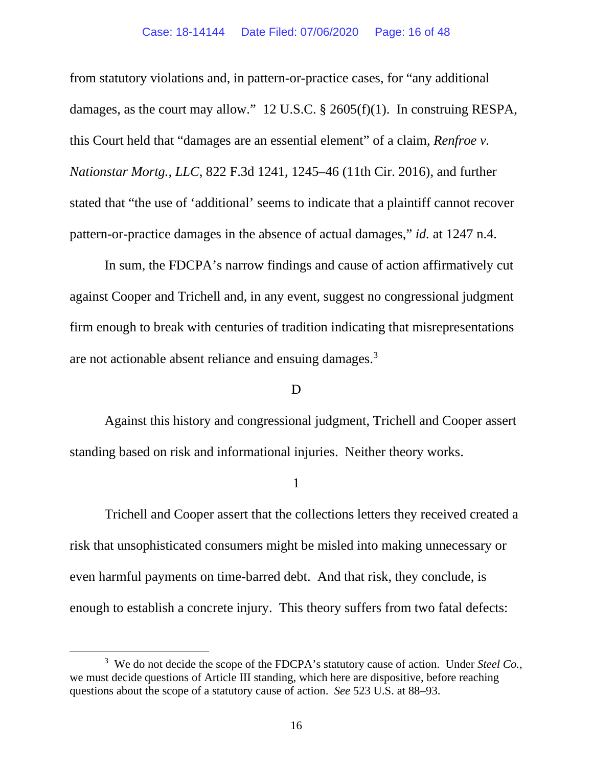from statutory violations and, in pattern-or-practice cases, for "any additional damages, as the court may allow." 12 U.S.C. § 2605(f)(1). In construing RESPA, this Court held that "damages are an essential element" of a claim, *Renfroe v. Nationstar Mortg., LLC*, 822 F.3d 1241, 1245–46 (11th Cir. 2016), and further stated that "the use of 'additional' seems to indicate that a plaintiff cannot recover pattern-or-practice damages in the absence of actual damages," *id.* at 1247 n.4.

In sum, the FDCPA's narrow findings and cause of action affirmatively cut against Cooper and Trichell and, in any event, suggest no congressional judgment firm enough to break with centuries of tradition indicating that misrepresentations are not actionable absent reliance and ensuing damages.[3]

D

Against this history and congressional judgment, Trichell and Cooper assert standing based on risk and informational injuries. Neither theory works.

1

Trichell and Cooper assert that the collections letters they received created a risk that unsophisticated consumers might be misled into making unnecessary or even harmful payments on time-barred debt. And that risk, they conclude, is enough to establish a concrete injury. This theory suffers from two fatal defects:

---

[3] We do not decide the scope of the FDCPA's statutory cause of action. Under *Steel Co.*, we must decide questions of Article III standing, which here are dispositive, before reaching questions about the scope of a statutory cause of action. *See* 523 U.S. at 88–93.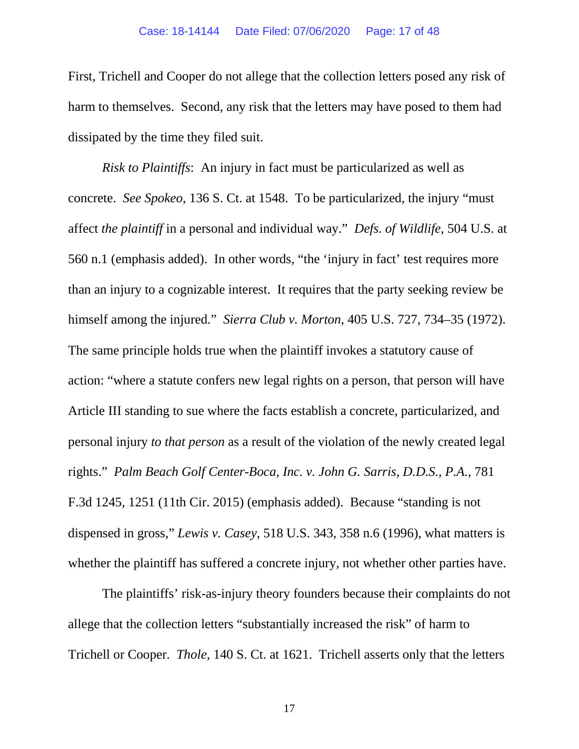First, Trichell and Cooper do not allege that the collection letters posed any risk of harm to themselves. Second, any risk that the letters may have posed to them had dissipated by the time they filed suit.

*Risk to Plaintiffs*: An injury in fact must be particularized as well as concrete. *See Spokeo*, 136 S. Ct. at 1548. To be particularized, the injury "must affect *the plaintiff* in a personal and individual way." *Defs. of Wildlife*, 504 U.S. at 560 n.1 (emphasis added). In other words, "the 'injury in fact' test requires more than an injury to a cognizable interest. It requires that the party seeking review be himself among the injured." *Sierra Club v. Morton*, 405 U.S. 727, 734–35 (1972). The same principle holds true when the plaintiff invokes a statutory cause of action: "where a statute confers new legal rights on a person, that person will have Article III standing to sue where the facts establish a concrete, particularized, and personal injury *to that person* as a result of the violation of the newly created legal rights." *Palm Beach Golf Center-Boca, Inc. v. John G. Sarris, D.D.S., P.A.*, 781 F.3d 1245, 1251 (11th Cir. 2015) (emphasis added). Because "standing is not dispensed in gross," *Lewis v. Casey*, 518 U.S. 343, 358 n.6 (1996), what matters is whether the plaintiff has suffered a concrete injury, not whether other parties have.

The plaintiffs' risk-as-injury theory founders because their complaints do not allege that the collection letters "substantially increased the risk" of harm to Trichell or Cooper. *Thole*, 140 S. Ct. at 1621. Trichell asserts only that the letters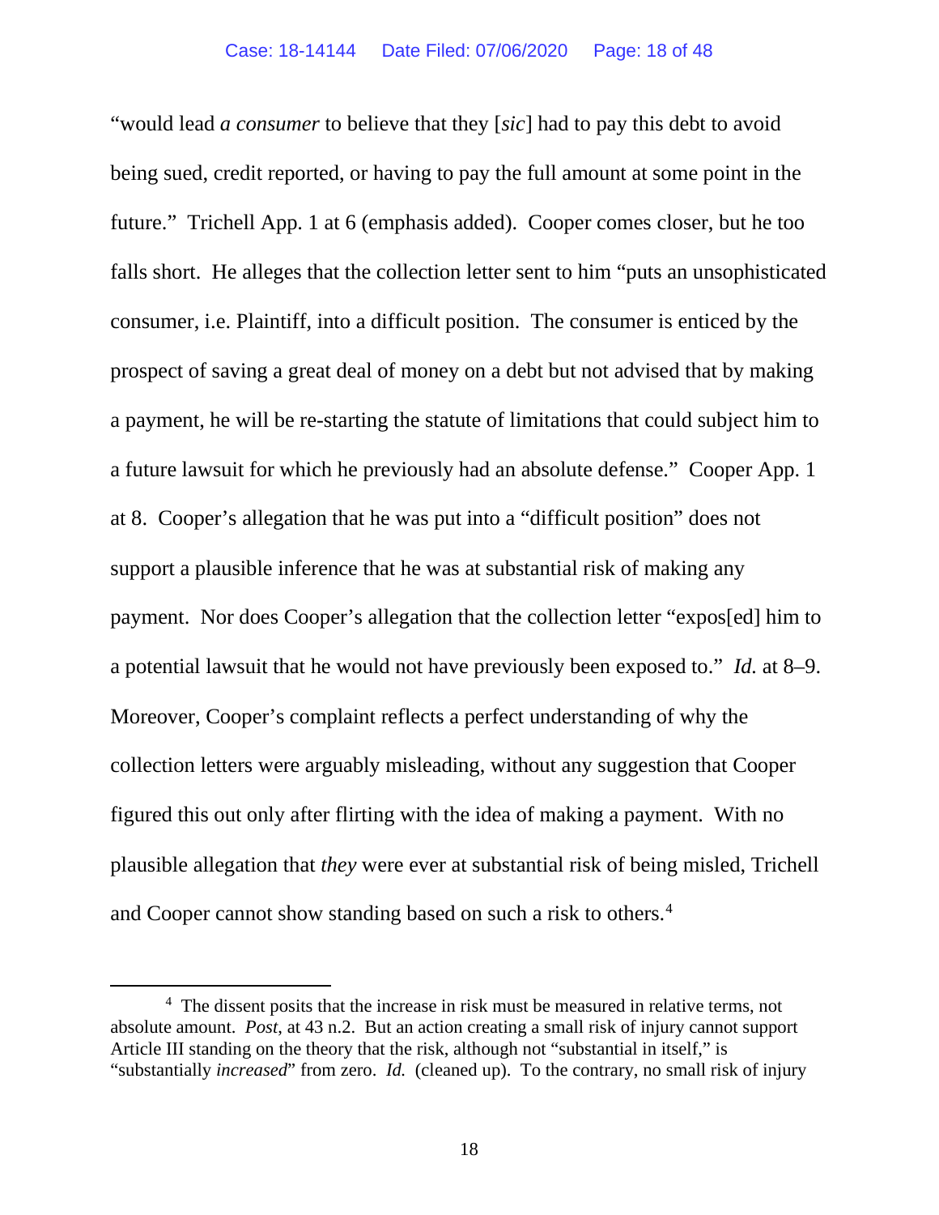"would lead *a consumer* to believe that they [*sic*] had to pay this debt to avoid being sued, credit reported, or having to pay the full amount at some point in the future." Trichell App. 1 at 6 (emphasis added). Cooper comes closer, but he too falls short. He alleges that the collection letter sent to him "puts an unsophisticated consumer, i.e. Plaintiff, into a difficult position. The consumer is enticed by the prospect of saving a great deal of money on a debt but not advised that by making a payment, he will be re-starting the statute of limitations that could subject him to a future lawsuit for which he previously had an absolute defense." Cooper App. 1 at 8. Cooper's allegation that he was put into a "difficult position" does not support a plausible inference that he was at substantial risk of making any payment. Nor does Cooper's allegation that the collection letter "expos[ed] him to a potential lawsuit that he would not have previously been exposed to." *Id.* at 8–9. Moreover, Cooper's complaint reflects a perfect understanding of why the collection letters were arguably misleading, without any suggestion that Cooper figured this out only after flirting with the idea of making a payment. With no plausible allegation that *they* were ever at substantial risk of being misled, Trichell and Cooper cannot show standing based on such a risk to others.[4]

---

[4] The dissent posits that the increase in risk must be measured in relative terms, not absolute amount. *Post*, at 43 n.2. But an action creating a small risk of injury cannot support Article III standing on the theory that the risk, although not "substantial in itself," is "substantially *increased*" from zero. *Id.* (cleaned up). To the contrary, no small risk of injury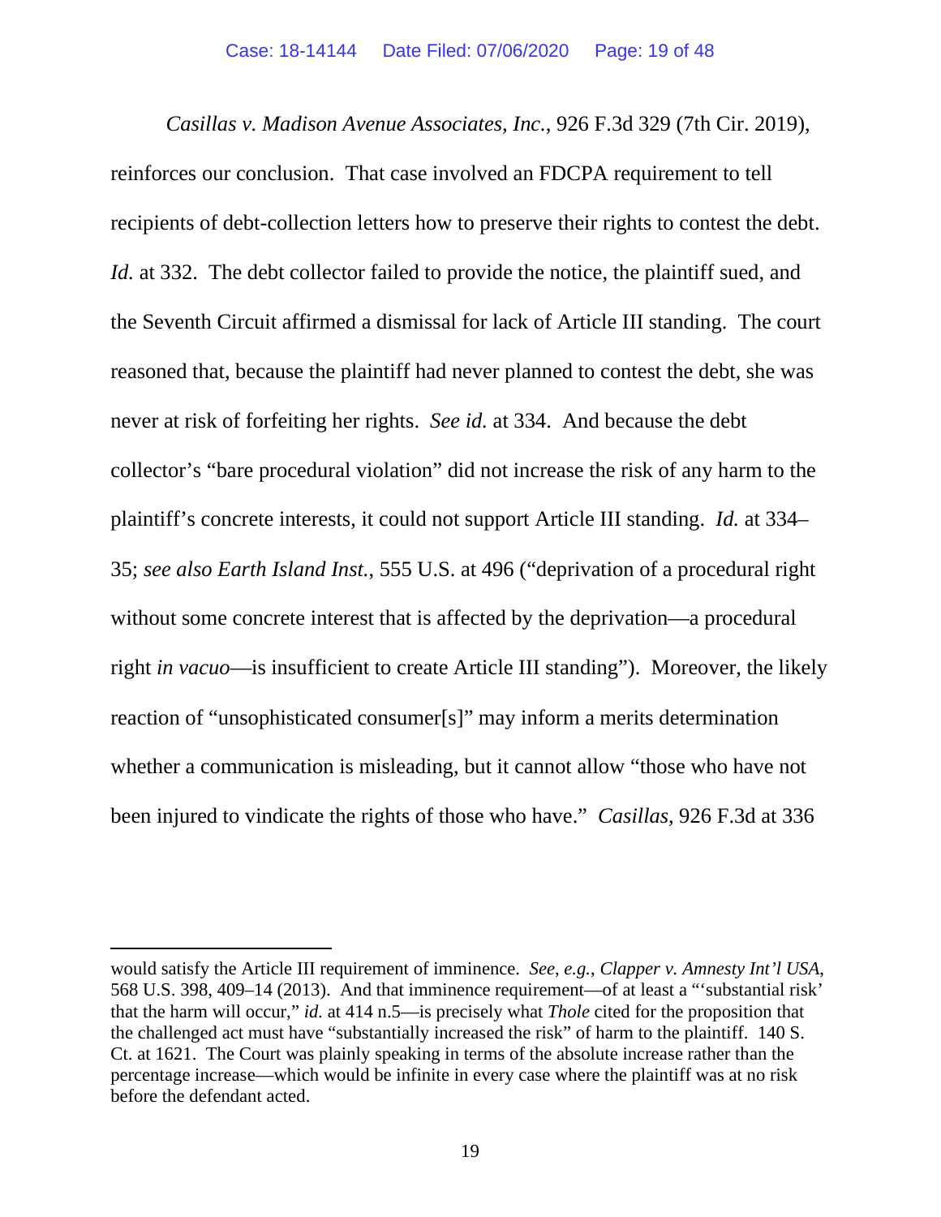*Casillas v. Madison Avenue Associates, Inc.*, 926 F.3d 329 (7th Cir. 2019), reinforces our conclusion. That case involved an FDCPA requirement to tell recipients of debt-collection letters how to preserve their rights to contest the debt. *Id.* at 332. The debt collector failed to provide the notice, the plaintiff sued, and the Seventh Circuit affirmed a dismissal for lack of Article III standing. The court reasoned that, because the plaintiff had never planned to contest the debt, she was never at risk of forfeiting her rights. *See id.* at 334. And because the debt collector's "bare procedural violation" did not increase the risk of any harm to the plaintiff's concrete interests, it could not support Article III standing. *Id.* at 334–35; *see also Earth Island Inst.*, 555 U.S. at 496 ("deprivation of a procedural right without some concrete interest that is affected by the deprivation—a procedural right *in vacuo*—is insufficient to create Article III standing"). Moreover, the likely reaction of "unsophisticated consumer[s]" may inform a merits determination whether a communication is misleading, but it cannot allow "those who have not been injured to vindicate the rights of those who have." *Casillas*, 926 F.3d at 336

---

would satisfy the Article III requirement of imminence. *See, e.g.*, *Clapper v. Amnesty Int'l USA*, 568 U.S. 398, 409–14 (2013). And that imminence requirement—of at least a "'substantial risk' that the harm will occur," *id.* at 414 n.5—is precisely what *Thole* cited for the proposition that the challenged act must have "substantially increased the risk" of harm to the plaintiff. 140 S. Ct. at 1621. The Court was plainly speaking in terms of the absolute increase rather than the percentage increase—which would be infinite in every case where the plaintiff was at no risk before the defendant acted.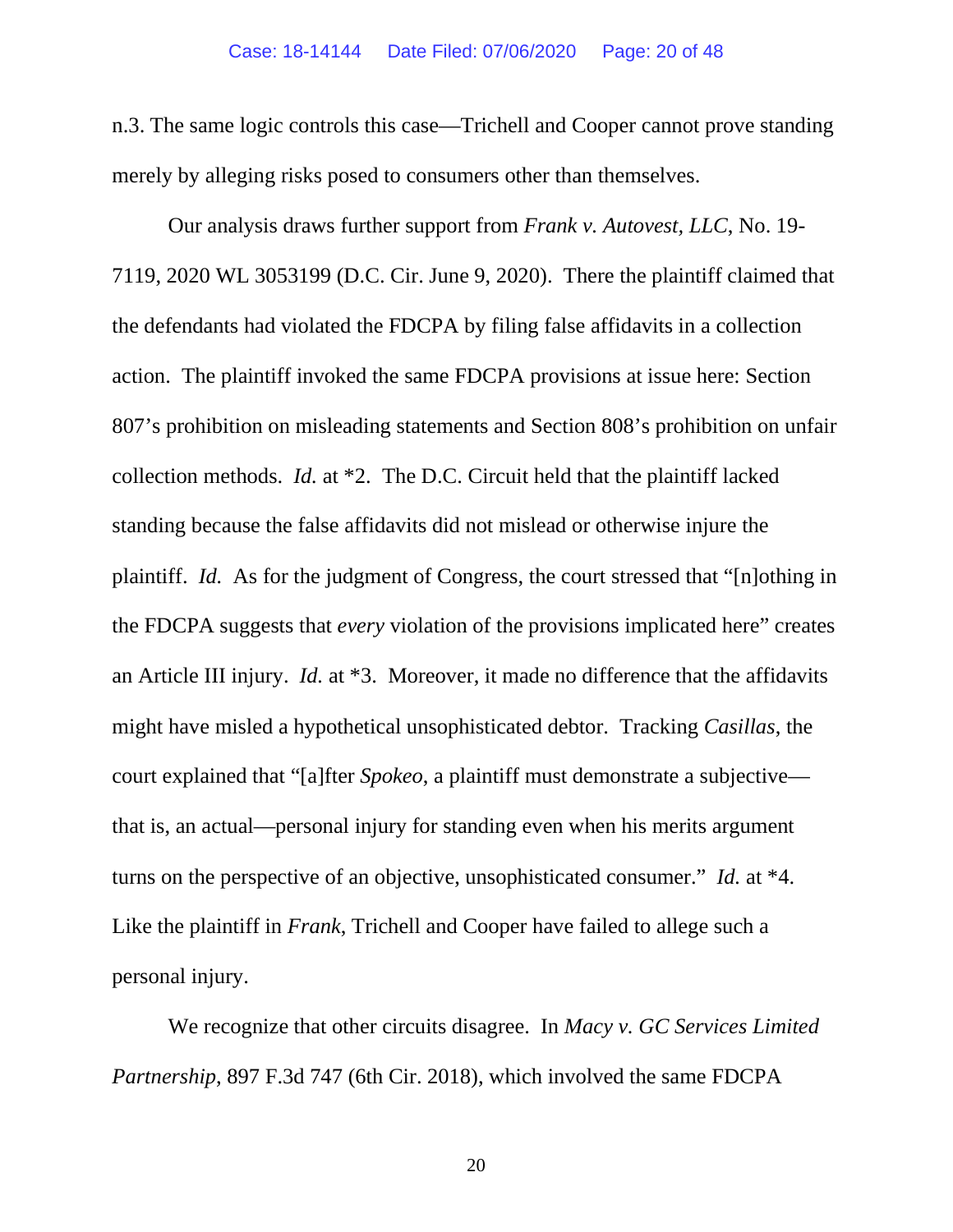n.3. The same logic controls this case—Trichell and Cooper cannot prove standing merely by alleging risks posed to consumers other than themselves.

Our analysis draws further support from *Frank v. Autovest, LLC*, No. 19-7119, 2020 WL 3053199 (D.C. Cir. June 9, 2020). There the plaintiff claimed that the defendants had violated the FDCPA by filing false affidavits in a collection action. The plaintiff invoked the same FDCPA provisions at issue here: Section 807's prohibition on misleading statements and Section 808's prohibition on unfair collection methods. *Id.* at *2. The D.C. Circuit held that the plaintiff lacked standing because the false affidavits did not mislead or otherwise injure the plaintiff. *Id.* As for the judgment of Congress, the court stressed that "[n]othing in the FDCPA suggests that *every* violation of the provisions implicated here" creates an Article III injury. *Id.* at *3. Moreover, it made no difference that the affidavits might have misled a hypothetical unsophisticated debtor. Tracking *Casillas*, the court explained that "[a]fter *Spokeo,* a plaintiff must demonstrate a subjective—that is, an actual—personal injury for standing even when his merits argument turns on the perspective of an objective, unsophisticated consumer." *Id.* at *4. Like the plaintiff in *Frank*, Trichell and Cooper have failed to allege such a personal injury.

We recognize that other circuits disagree. In *Macy v. GC Services Limited Partnership*, 897 F.3d 747 (6th Cir. 2018), which involved the same FDCPA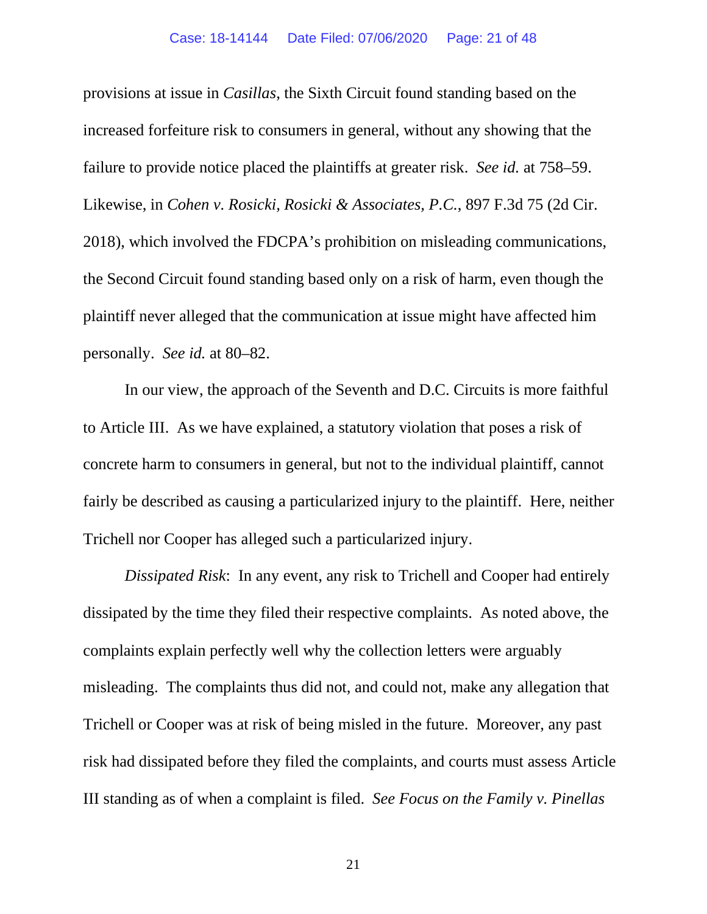provisions at issue in *Casillas*, the Sixth Circuit found standing based on the increased forfeiture risk to consumers in general, without any showing that the failure to provide notice placed the plaintiffs at greater risk. *See id.* at 758–59. Likewise, in *Cohen v. Rosicki, Rosicki & Associates, P.C.*, 897 F.3d 75 (2d Cir. 2018), which involved the FDCPA's prohibition on misleading communications, the Second Circuit found standing based only on a risk of harm, even though the plaintiff never alleged that the communication at issue might have affected him personally. *See id.* at 80–82.

In our view, the approach of the Seventh and D.C. Circuits is more faithful to Article III. As we have explained, a statutory violation that poses a risk of concrete harm to consumers in general, but not to the individual plaintiff, cannot fairly be described as causing a particularized injury to the plaintiff. Here, neither Trichell nor Cooper has alleged such a particularized injury.

*Dissipated Risk*: In any event, any risk to Trichell and Cooper had entirely dissipated by the time they filed their respective complaints. As noted above, the complaints explain perfectly well why the collection letters were arguably misleading. The complaints thus did not, and could not, make any allegation that Trichell or Cooper was at risk of being misled in the future. Moreover, any past risk had dissipated before they filed the complaints, and courts must assess Article III standing as of when a complaint is filed. *See Focus on the Family v. Pinellas*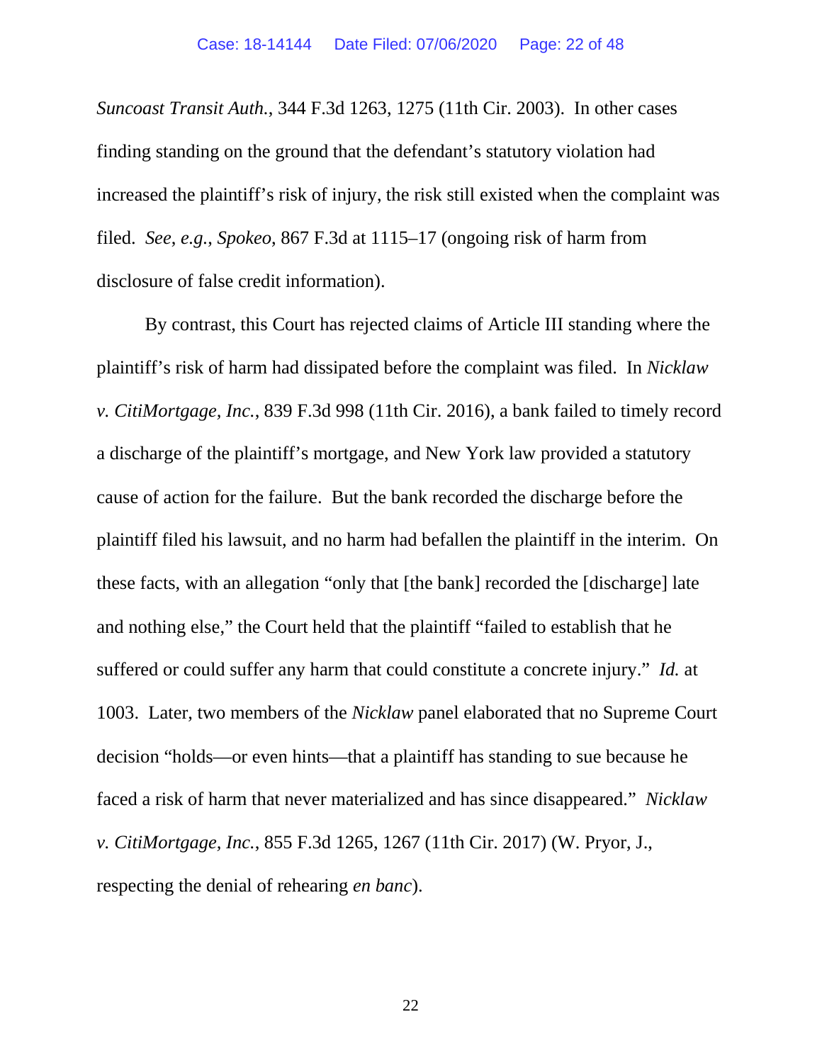*Suncoast Transit Auth.*, 344 F.3d 1263, 1275 (11th Cir. 2003). In other cases finding standing on the ground that the defendant's statutory violation had increased the plaintiff's risk of injury, the risk still existed when the complaint was filed. *See*, *e.g.*, *Spokeo*, 867 F.3d at 1115–17 (ongoing risk of harm from disclosure of false credit information).

By contrast, this Court has rejected claims of Article III standing where the plaintiff's risk of harm had dissipated before the complaint was filed. In *Nicklaw v. CitiMortgage, Inc.*, 839 F.3d 998 (11th Cir. 2016), a bank failed to timely record a discharge of the plaintiff's mortgage, and New York law provided a statutory cause of action for the failure. But the bank recorded the discharge before the plaintiff filed his lawsuit, and no harm had befallen the plaintiff in the interim. On these facts, with an allegation "only that [the bank] recorded the [discharge] late and nothing else," the Court held that the plaintiff "failed to establish that he suffered or could suffer any harm that could constitute a concrete injury." *Id.* at 1003. Later, two members of the *Nicklaw* panel elaborated that no Supreme Court decision "holds—or even hints—that a plaintiff has standing to sue because he faced a risk of harm that never materialized and has since disappeared." *Nicklaw v. CitiMortgage, Inc.*, 855 F.3d 1265, 1267 (11th Cir. 2017) (W. Pryor, J., respecting the denial of rehearing *en banc*).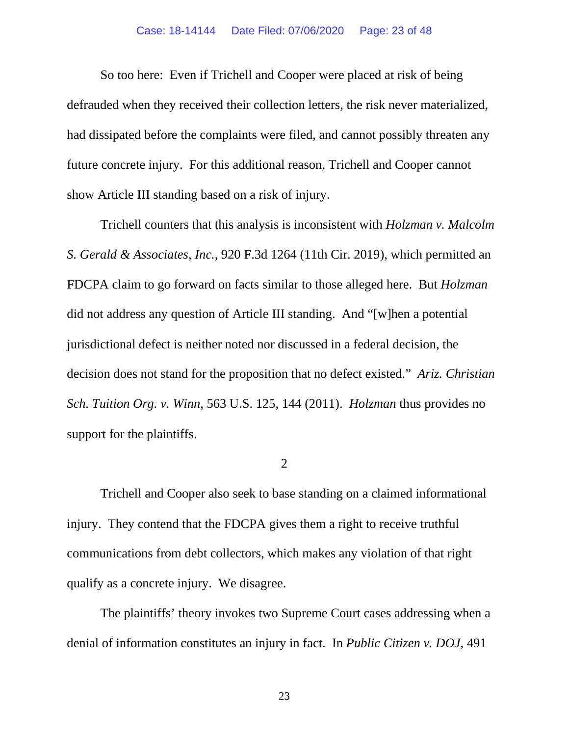So too here: Even if Trichell and Cooper were placed at risk of being defrauded when they received their collection letters, the risk never materialized, had dissipated before the complaints were filed, and cannot possibly threaten any future concrete injury. For this additional reason, Trichell and Cooper cannot show Article III standing based on a risk of injury.

Trichell counters that this analysis is inconsistent with *Holzman v. Malcolm S. Gerald & Associates, Inc.*, 920 F.3d 1264 (11th Cir. 2019), which permitted an FDCPA claim to go forward on facts similar to those alleged here. But *Holzman* did not address any question of Article III standing. And "[w]hen a potential jurisdictional defect is neither noted nor discussed in a federal decision, the decision does not stand for the proposition that no defect existed." *Ariz. Christian Sch. Tuition Org. v. Winn*, 563 U.S. 125, 144 (2011). *Holzman* thus provides no support for the plaintiffs.

2

Trichell and Cooper also seek to base standing on a claimed informational injury. They contend that the FDCPA gives them a right to receive truthful communications from debt collectors, which makes any violation of that right qualify as a concrete injury. We disagree.

The plaintiffs' theory invokes two Supreme Court cases addressing when a denial of information constitutes an injury in fact. In *Public Citizen v. DOJ*, 491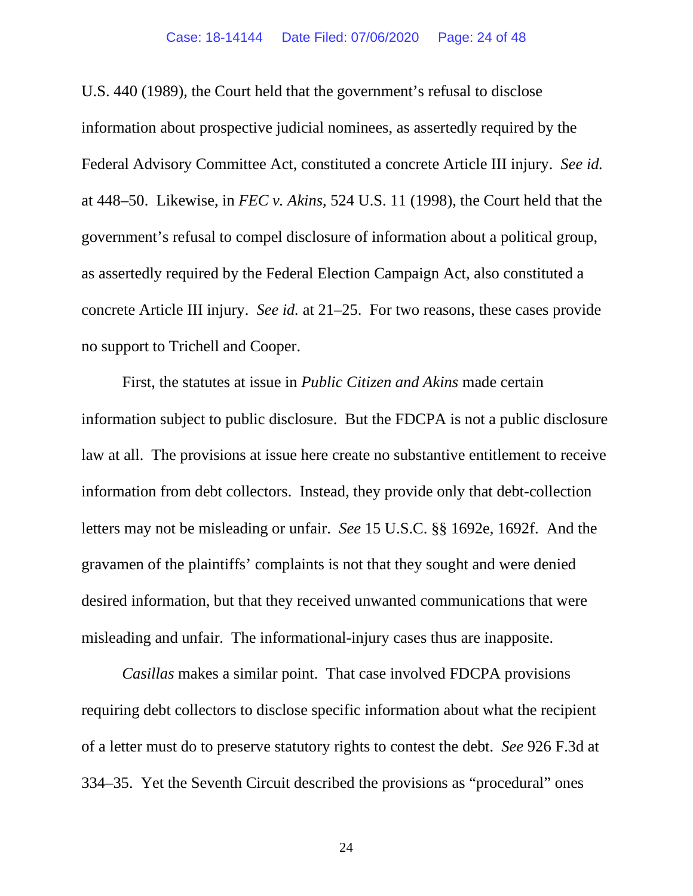U.S. 440 (1989), the Court held that the government's refusal to disclose information about prospective judicial nominees, as assertedly required by the Federal Advisory Committee Act, constituted a concrete Article III injury. *See id.* at 448–50. Likewise, in *FEC v. Akins*, 524 U.S. 11 (1998), the Court held that the government's refusal to compel disclosure of information about a political group, as assertedly required by the Federal Election Campaign Act, also constituted a concrete Article III injury. *See id.* at 21–25. For two reasons, these cases provide no support to Trichell and Cooper.

First, the statutes at issue in *Public Citizen and Akins* made certain information subject to public disclosure. But the FDCPA is not a public disclosure law at all. The provisions at issue here create no substantive entitlement to receive information from debt collectors. Instead, they provide only that debt-collection letters may not be misleading or unfair. *See* 15 U.S.C. §§ 1692e, 1692f. And the gravamen of the plaintiffs' complaints is not that they sought and were denied desired information, but that they received unwanted communications that were misleading and unfair. The informational-injury cases thus are inapposite.

*Casillas* makes a similar point. That case involved FDCPA provisions requiring debt collectors to disclose specific information about what the recipient of a letter must do to preserve statutory rights to contest the debt. *See* 926 F.3d at 334–35. Yet the Seventh Circuit described the provisions as "procedural" ones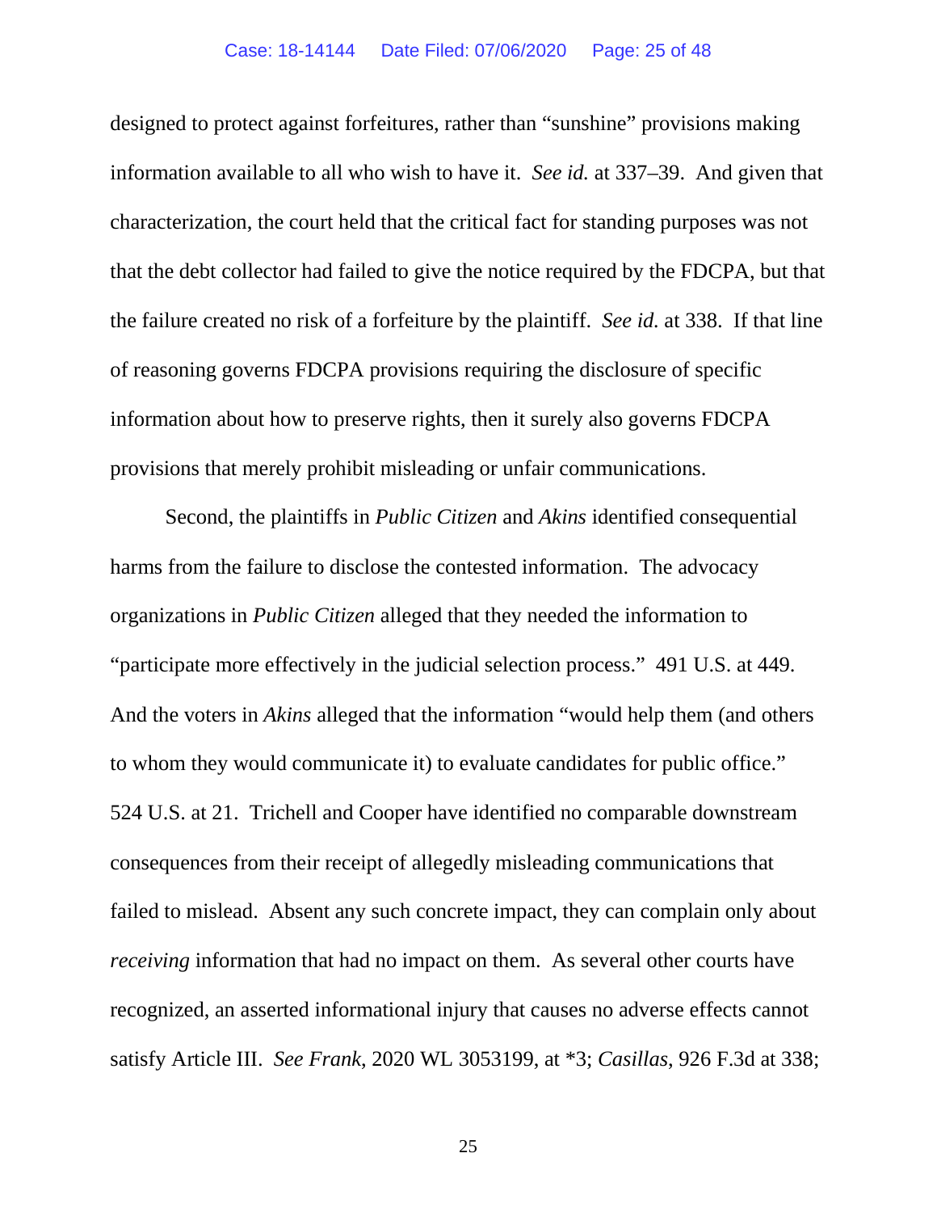designed to protect against forfeitures, rather than "sunshine" provisions making information available to all who wish to have it. *See id.* at 337–39. And given that characterization, the court held that the critical fact for standing purposes was not that the debt collector had failed to give the notice required by the FDCPA, but that the failure created no risk of a forfeiture by the plaintiff. *See id.* at 338. If that line of reasoning governs FDCPA provisions requiring the disclosure of specific information about how to preserve rights, then it surely also governs FDCPA provisions that merely prohibit misleading or unfair communications.

Second, the plaintiffs in *Public Citizen* and *Akins* identified consequential harms from the failure to disclose the contested information. The advocacy organizations in *Public Citizen* alleged that they needed the information to "participate more effectively in the judicial selection process." 491 U.S. at 449. And the voters in *Akins* alleged that the information "would help them (and others to whom they would communicate it) to evaluate candidates for public office." 524 U.S. at 21. Trichell and Cooper have identified no comparable downstream consequences from their receipt of allegedly misleading communications that failed to mislead. Absent any such concrete impact, they can complain only about *receiving* information that had no impact on them. As several other courts have recognized, an asserted informational injury that causes no adverse effects cannot satisfy Article III. *See Frank*, 2020 WL 3053199, at *3; *Casillas*, 926 F.3d at 338;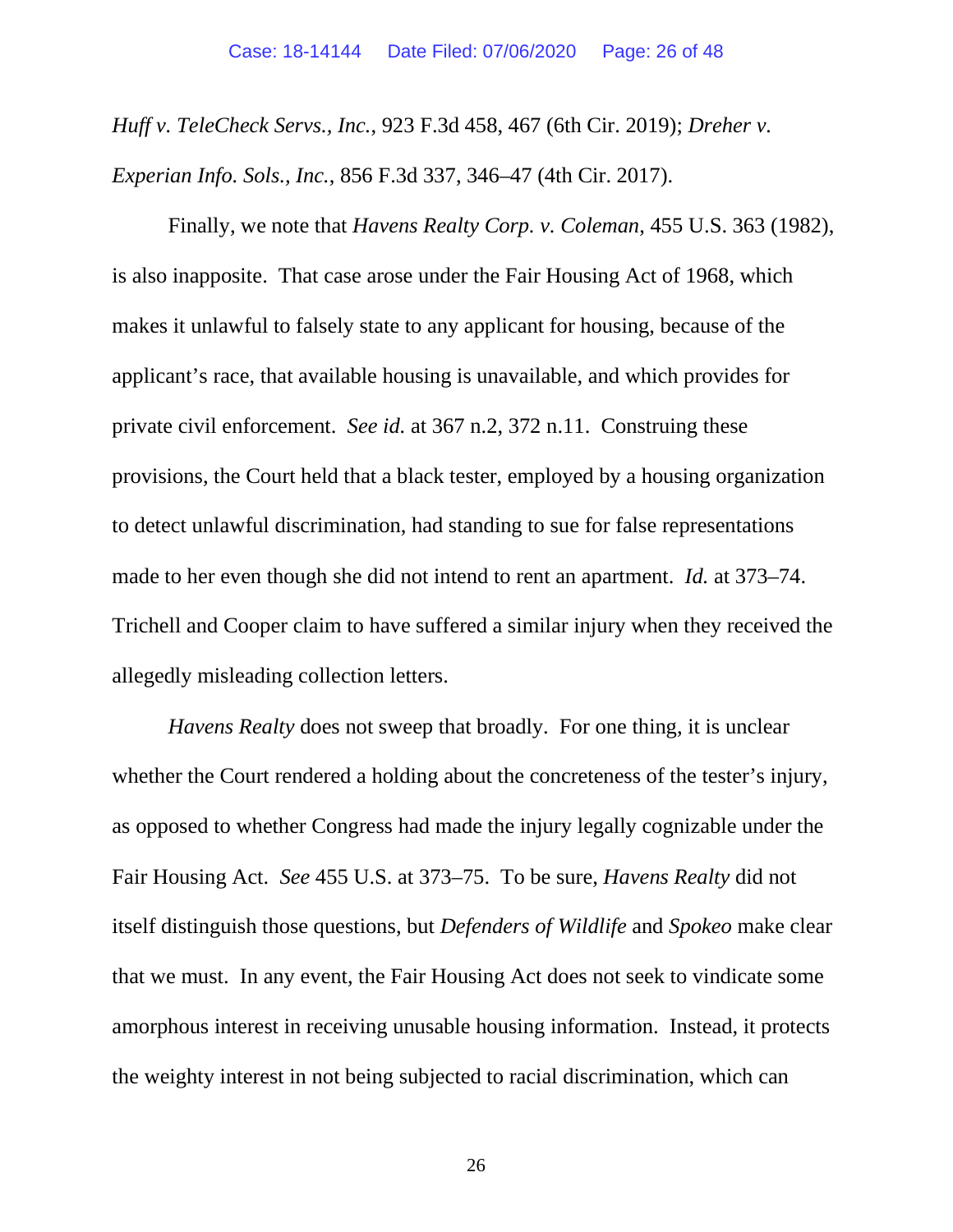*Huff v. TeleCheck Servs., Inc.*, 923 F.3d 458, 467 (6th Cir. 2019); *Dreher v. Experian Info. Sols., Inc.*, 856 F.3d 337, 346–47 (4th Cir. 2017).

Finally, we note that *Havens Realty Corp. v. Coleman*, 455 U.S. 363 (1982), is also inapposite. That case arose under the Fair Housing Act of 1968, which makes it unlawful to falsely state to any applicant for housing, because of the applicant's race, that available housing is unavailable, and which provides for private civil enforcement. *See id.* at 367 n.2, 372 n.11. Construing these provisions, the Court held that a black tester, employed by a housing organization to detect unlawful discrimination, had standing to sue for false representations made to her even though she did not intend to rent an apartment. *Id.* at 373–74. Trichell and Cooper claim to have suffered a similar injury when they received the allegedly misleading collection letters.

*Havens Realty* does not sweep that broadly. For one thing, it is unclear whether the Court rendered a holding about the concreteness of the tester's injury, as opposed to whether Congress had made the injury legally cognizable under the Fair Housing Act. *See* 455 U.S. at 373–75. To be sure, *Havens Realty* did not itself distinguish those questions, but *Defenders of Wildlife* and *Spokeo* make clear that we must. In any event, the Fair Housing Act does not seek to vindicate some amorphous interest in receiving unusable housing information. Instead, it protects the weighty interest in not being subjected to racial discrimination, which can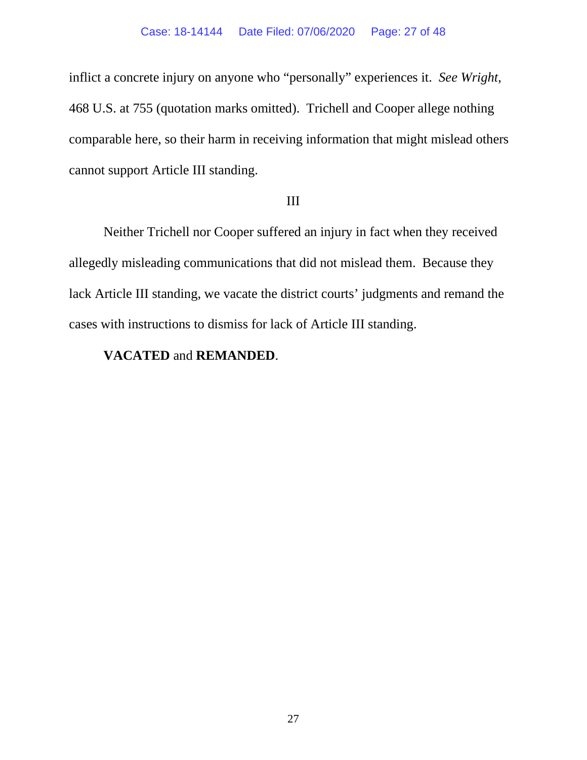inflict a concrete injury on anyone who "personally" experiences it. *See Wright*, 468 U.S. at 755 (quotation marks omitted). Trichell and Cooper allege nothing comparable here, so their harm in receiving information that might mislead others cannot support Article III standing.

## III

Neither Trichell nor Cooper suffered an injury in fact when they received allegedly misleading communications that did not mislead them. Because they lack Article III standing, we vacate the district courts' judgments and remand the cases with instructions to dismiss for lack of Article III standing.

**VACATED** and **REMANDED**.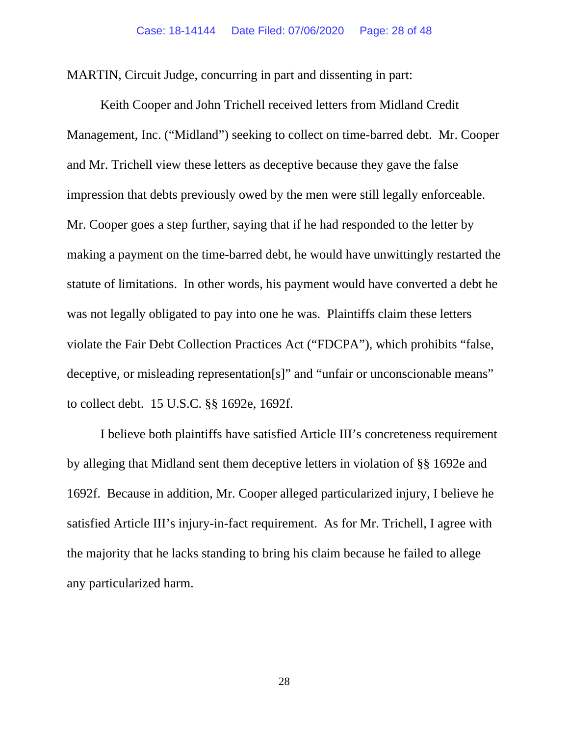MARTIN, Circuit Judge, concurring in part and dissenting in part:

Keith Cooper and John Trichell received letters from Midland Credit Management, Inc. ("Midland") seeking to collect on time-barred debt. Mr. Cooper and Mr. Trichell view these letters as deceptive because they gave the false impression that debts previously owed by the men were still legally enforceable. Mr. Cooper goes a step further, saying that if he had responded to the letter by making a payment on the time-barred debt, he would have unwittingly restarted the statute of limitations. In other words, his payment would have converted a debt he was not legally obligated to pay into one he was. Plaintiffs claim these letters violate the Fair Debt Collection Practices Act ("FDCPA"), which prohibits "false, deceptive, or misleading representation[s]" and "unfair or unconscionable means" to collect debt. 15 U.S.C. §§ 1692e, 1692f.

I believe both plaintiffs have satisfied Article III's concreteness requirement by alleging that Midland sent them deceptive letters in violation of §§ 1692e and 1692f. Because in addition, Mr. Cooper alleged particularized injury, I believe he satisfied Article III's injury-in-fact requirement. As for Mr. Trichell, I agree with the majority that he lacks standing to bring his claim because he failed to allege any particularized harm.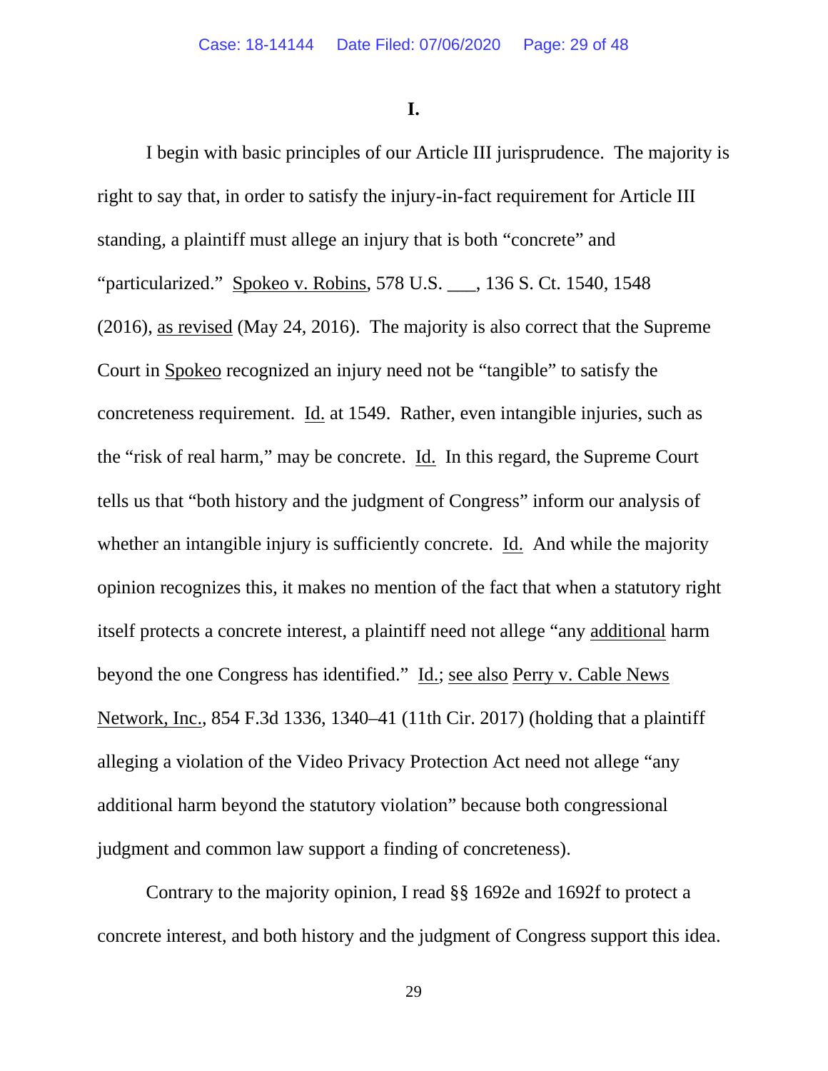**I.**

I begin with basic principles of our Article III jurisprudence. The majority is right to say that, in order to satisfy the injury-in-fact requirement for Article III standing, a plaintiff must allege an injury that is both "concrete" and "particularized." Spokeo v. Robins, 578 U.S. ___, 136 S. Ct. 1540, 1548 (2016), as revised (May 24, 2016). The majority is also correct that the Supreme Court in Spokeo recognized an injury need not be "tangible" to satisfy the concreteness requirement. Id. at 1549. Rather, even intangible injuries, such as the "risk of real harm," may be concrete. Id. In this regard, the Supreme Court tells us that "both history and the judgment of Congress" inform our analysis of whether an intangible injury is sufficiently concrete. Id. And while the majority opinion recognizes this, it makes no mention of the fact that when a statutory right itself protects a concrete interest, a plaintiff need not allege "any additional harm beyond the one Congress has identified." Id.; see also Perry v. Cable News Network, Inc., 854 F.3d 1336, 1340–41 (11th Cir. 2017) (holding that a plaintiff alleging a violation of the Video Privacy Protection Act need not allege "any additional harm beyond the statutory violation" because both congressional judgment and common law support a finding of concreteness).

Contrary to the majority opinion, I read §§ 1692e and 1692f to protect a concrete interest, and both history and the judgment of Congress support this idea.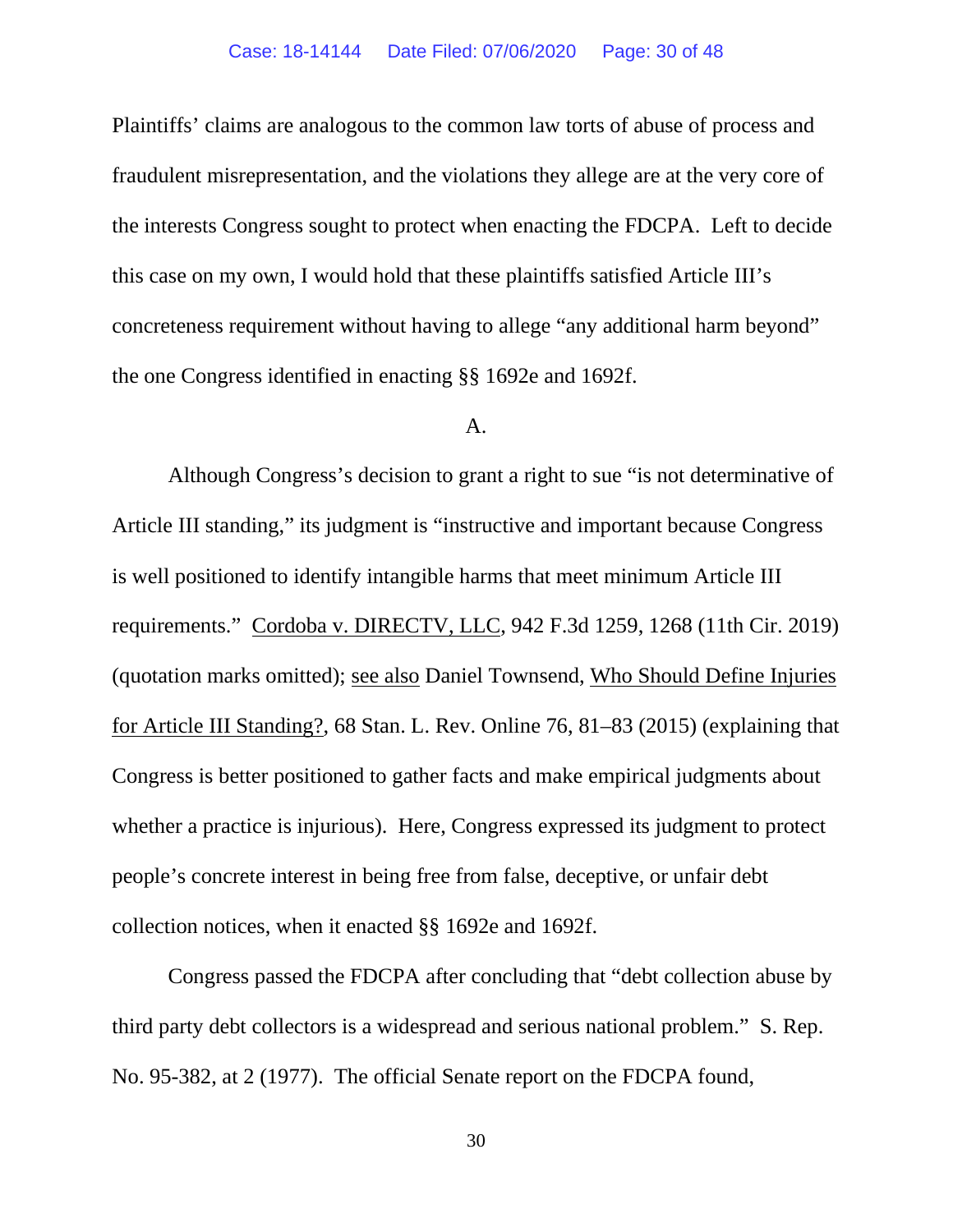Plaintiffs' claims are analogous to the common law torts of abuse of process and fraudulent misrepresentation, and the violations they allege are at the very core of the interests Congress sought to protect when enacting the FDCPA. Left to decide this case on my own, I would hold that these plaintiffs satisfied Article III's concreteness requirement without having to allege "any additional harm beyond" the one Congress identified in enacting §§ 1692e and 1692f.

A.

Although Congress's decision to grant a right to sue "is not determinative of Article III standing," its judgment is "instructive and important because Congress is well positioned to identify intangible harms that meet minimum Article III requirements." Cordoba v. DIRECTV, LLC, 942 F.3d 1259, 1268 (11th Cir. 2019) (quotation marks omitted); see also Daniel Townsend, Who Should Define Injuries for Article III Standing?, 68 Stan. L. Rev. Online 76, 81–83 (2015) (explaining that Congress is better positioned to gather facts and make empirical judgments about whether a practice is injurious). Here, Congress expressed its judgment to protect people's concrete interest in being free from false, deceptive, or unfair debt collection notices, when it enacted §§ 1692e and 1692f.

Congress passed the FDCPA after concluding that "debt collection abuse by third party debt collectors is a widespread and serious national problem." S. Rep. No. 95-382, at 2 (1977). The official Senate report on the FDCPA found,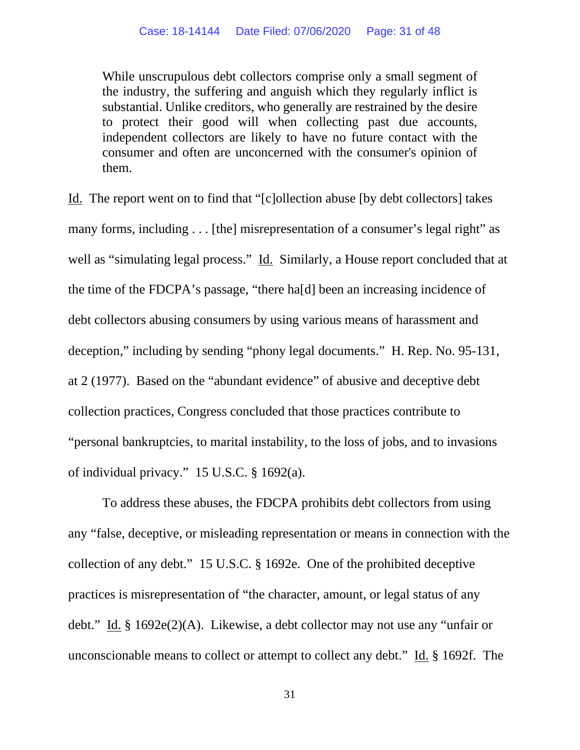> While unscrupulous debt collectors comprise only a small segment of the industry, the suffering and anguish which they regularly inflict is substantial. Unlike creditors, who generally are restrained by the desire to protect their good will when collecting past due accounts, independent collectors are likely to have no future contact with the consumer and often are unconcerned with the consumer's opinion of them.

Id. The report went on to find that "[c]ollection abuse [by debt collectors] takes many forms, including . . . [the] misrepresentation of a consumer's legal right" as well as "simulating legal process." Id. Similarly, a House report concluded that at the time of the FDCPA's passage, "there ha[d] been an increasing incidence of debt collectors abusing consumers by using various means of harassment and deception," including by sending "phony legal documents." H. Rep. No. 95-131, at 2 (1977). Based on the "abundant evidence" of abusive and deceptive debt collection practices, Congress concluded that those practices contribute to "personal bankruptcies, to marital instability, to the loss of jobs, and to invasions of individual privacy." 15 U.S.C. § 1692(a).

To address these abuses, the FDCPA prohibits debt collectors from using any "false, deceptive, or misleading representation or means in connection with the collection of any debt." 15 U.S.C. § 1692e. One of the prohibited deceptive practices is misrepresentation of "the character, amount, or legal status of any debt." Id. § 1692e(2)(A). Likewise, a debt collector may not use any "unfair or unconscionable means to collect or attempt to collect any debt." Id. § 1692f. The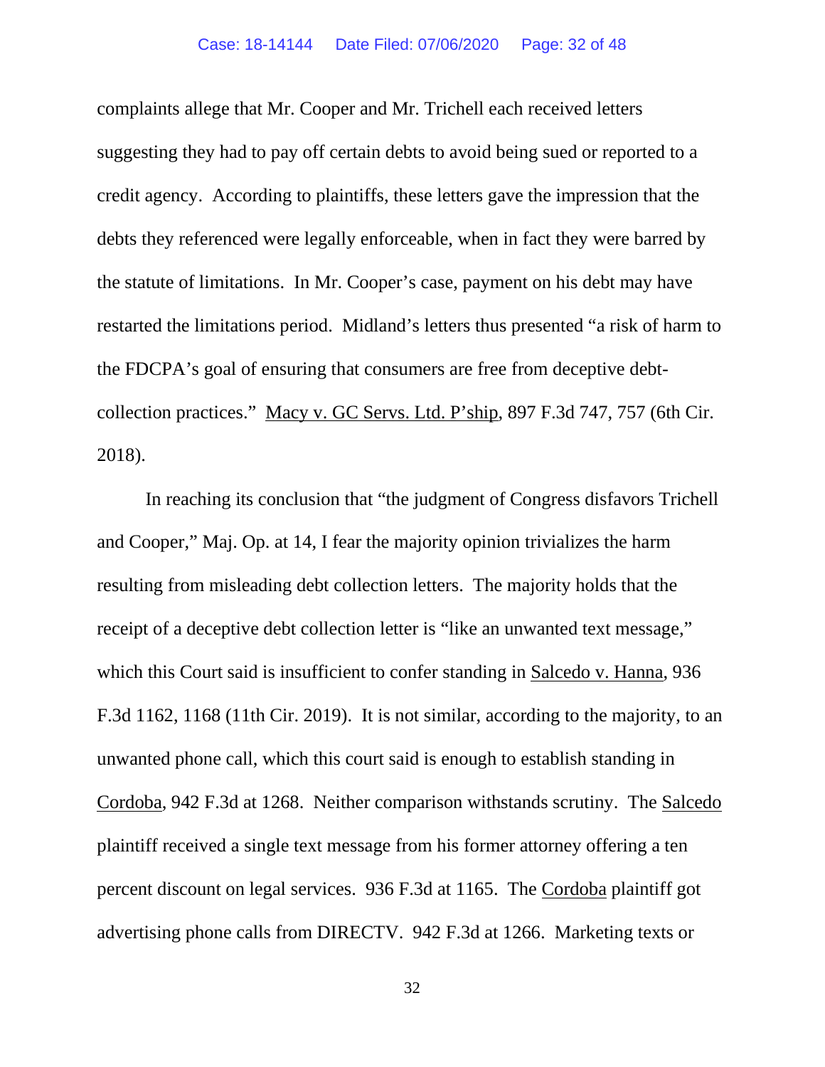complaints allege that Mr. Cooper and Mr. Trichell each received letters suggesting they had to pay off certain debts to avoid being sued or reported to a credit agency. According to plaintiffs, these letters gave the impression that the debts they referenced were legally enforceable, when in fact they were barred by the statute of limitations. In Mr. Cooper's case, payment on his debt may have restarted the limitations period. Midland's letters thus presented "a risk of harm to the FDCPA's goal of ensuring that consumers are free from deceptive debt-collection practices." Macy v. GC Servs. Ltd. P'ship, 897 F.3d 747, 757 (6th Cir. 2018).

In reaching its conclusion that "the judgment of Congress disfavors Trichell and Cooper," Maj. Op. at 14, I fear the majority opinion trivializes the harm resulting from misleading debt collection letters. The majority holds that the receipt of a deceptive debt collection letter is "like an unwanted text message," which this Court said is insufficient to confer standing in Salcedo v. Hanna, 936 F.3d 1162, 1168 (11th Cir. 2019). It is not similar, according to the majority, to an unwanted phone call, which this court said is enough to establish standing in Cordoba, 942 F.3d at 1268. Neither comparison withstands scrutiny. The Salcedo plaintiff received a single text message from his former attorney offering a ten percent discount on legal services. 936 F.3d at 1165. The Cordoba plaintiff got advertising phone calls from DIRECTV. 942 F.3d at 1266. Marketing texts or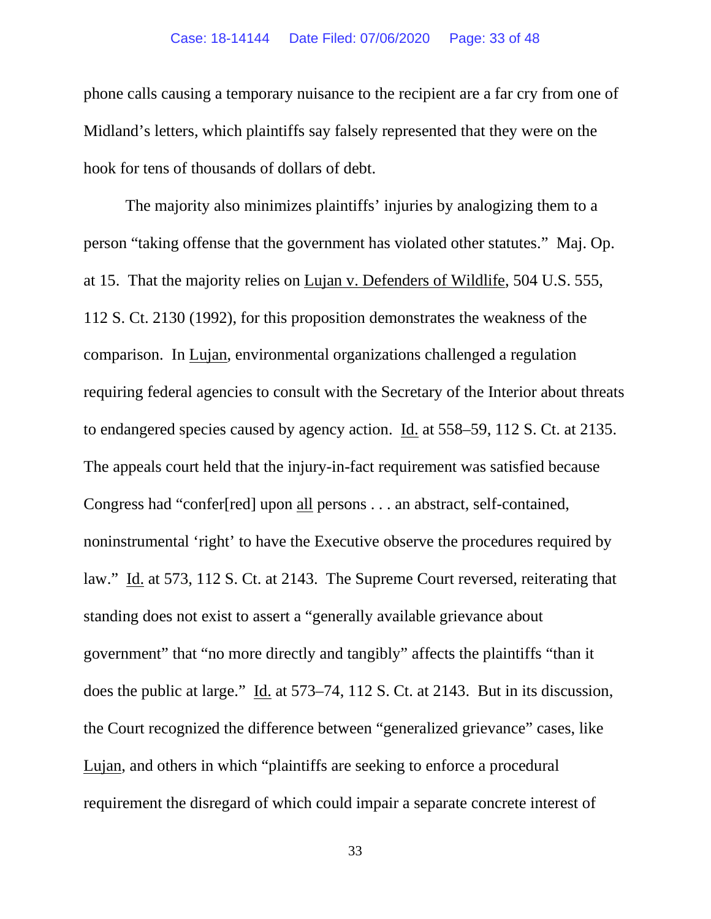phone calls causing a temporary nuisance to the recipient are a far cry from one of Midland's letters, which plaintiffs say falsely represented that they were on the hook for tens of thousands of dollars of debt.

The majority also minimizes plaintiffs' injuries by analogizing them to a person "taking offense that the government has violated other statutes." Maj. Op. at 15. That the majority relies on Lujan v. Defenders of Wildlife, 504 U.S. 555, 112 S. Ct. 2130 (1992), for this proposition demonstrates the weakness of the comparison. In Lujan, environmental organizations challenged a regulation requiring federal agencies to consult with the Secretary of the Interior about threats to endangered species caused by agency action. Id. at 558–59, 112 S. Ct. at 2135. The appeals court held that the injury-in-fact requirement was satisfied because Congress had "confer[red] upon all persons . . . an abstract, self-contained, noninstrumental 'right' to have the Executive observe the procedures required by law." Id. at 573, 112 S. Ct. at 2143. The Supreme Court reversed, reiterating that standing does not exist to assert a "generally available grievance about government" that "no more directly and tangibly" affects the plaintiffs "than it does the public at large." Id. at 573–74, 112 S. Ct. at 2143. But in its discussion, the Court recognized the difference between "generalized grievance" cases, like Lujan, and others in which "plaintiffs are seeking to enforce a procedural requirement the disregard of which could impair a separate concrete interest of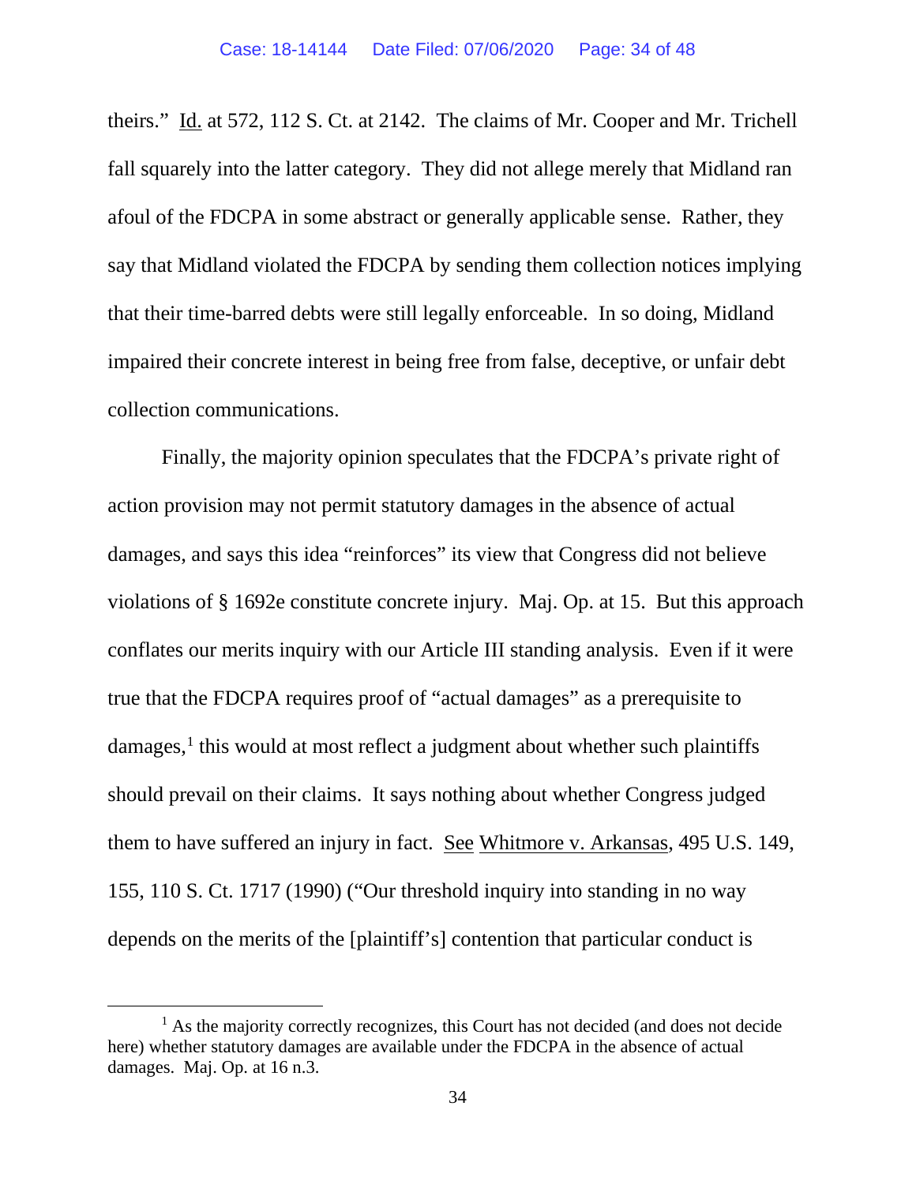theirs." Id. at 572, 112 S. Ct. at 2142. The claims of Mr. Cooper and Mr. Trichell fall squarely into the latter category. They did not allege merely that Midland ran afoul of the FDCPA in some abstract or generally applicable sense. Rather, they say that Midland violated the FDCPA by sending them collection notices implying that their time-barred debts were still legally enforceable. In so doing, Midland impaired their concrete interest in being free from false, deceptive, or unfair debt collection communications.

Finally, the majority opinion speculates that the FDCPA's private right of action provision may not permit statutory damages in the absence of actual damages, and says this idea "reinforces" its view that Congress did not believe violations of § 1692e constitute concrete injury. Maj. Op. at 15. But this approach conflates our merits inquiry with our Article III standing analysis. Even if it were true that the FDCPA requires proof of "actual damages" as a prerequisite to damages,[1] this would at most reflect a judgment about whether such plaintiffs should prevail on their claims. It says nothing about whether Congress judged them to have suffered an injury in fact. See Whitmore v. Arkansas, 495 U.S. 149, 155, 110 S. Ct. 1717 (1990) ("Our threshold inquiry into standing in no way depends on the merits of the [plaintiff's] contention that particular conduct is

[1] As the majority correctly recognizes, this Court has not decided (and does not decide here) whether statutory damages are available under the FDCPA in the absence of actual damages. Maj. Op. at 16 n.3.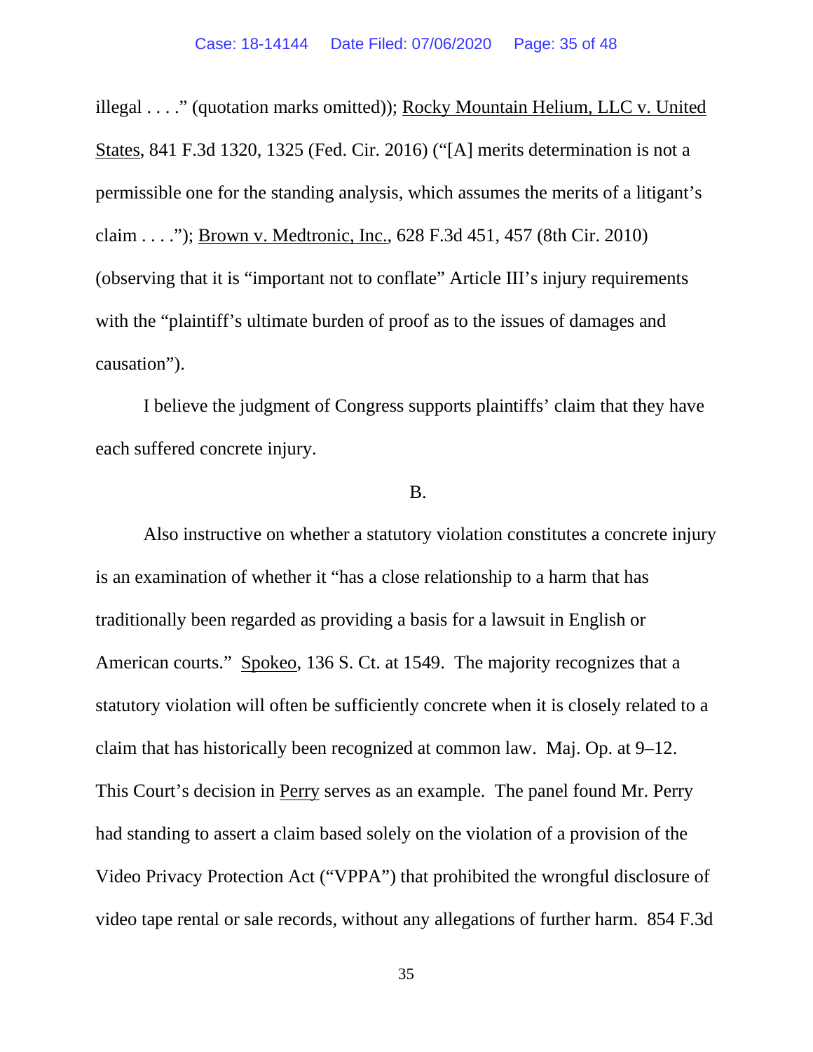illegal . . . ." (quotation marks omitted)); Rocky Mountain Helium, LLC v. United States, 841 F.3d 1320, 1325 (Fed. Cir. 2016) ("[A] merits determination is not a permissible one for the standing analysis, which assumes the merits of a litigant's claim . . . ."); Brown v. Medtronic, Inc., 628 F.3d 451, 457 (8th Cir. 2010) (observing that it is "important not to conflate" Article III's injury requirements with the "plaintiff's ultimate burden of proof as to the issues of damages and causation").

I believe the judgment of Congress supports plaintiffs' claim that they have each suffered concrete injury.

B.

Also instructive on whether a statutory violation constitutes a concrete injury is an examination of whether it "has a close relationship to a harm that has traditionally been regarded as providing a basis for a lawsuit in English or American courts." Spokeo, 136 S. Ct. at 1549. The majority recognizes that a statutory violation will often be sufficiently concrete when it is closely related to a claim that has historically been recognized at common law. Maj. Op. at 9–12. This Court's decision in Perry serves as an example. The panel found Mr. Perry had standing to assert a claim based solely on the violation of a provision of the Video Privacy Protection Act ("VPPA") that prohibited the wrongful disclosure of video tape rental or sale records, without any allegations of further harm. 854 F.3d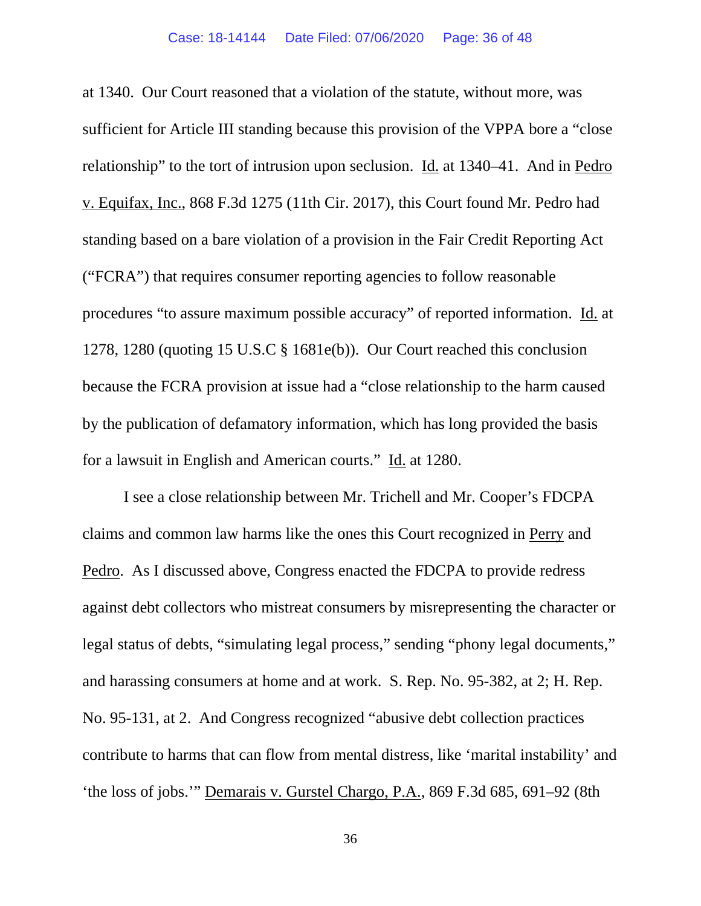at 1340. Our Court reasoned that a violation of the statute, without more, was sufficient for Article III standing because this provision of the VPPA bore a "close relationship" to the tort of intrusion upon seclusion. Id. at 1340–41. And in Pedro v. Equifax, Inc., 868 F.3d 1275 (11th Cir. 2017), this Court found Mr. Pedro had standing based on a bare violation of a provision in the Fair Credit Reporting Act ("FCRA") that requires consumer reporting agencies to follow reasonable procedures "to assure maximum possible accuracy" of reported information. Id. at 1278, 1280 (quoting 15 U.S.C § 1681e(b)). Our Court reached this conclusion because the FCRA provision at issue had a "close relationship to the harm caused by the publication of defamatory information, which has long provided the basis for a lawsuit in English and American courts." Id. at 1280.

I see a close relationship between Mr. Trichell and Mr. Cooper's FDCPA claims and common law harms like the ones this Court recognized in Perry and Pedro. As I discussed above, Congress enacted the FDCPA to provide redress against debt collectors who mistreat consumers by misrepresenting the character or legal status of debts, "simulating legal process," sending "phony legal documents," and harassing consumers at home and at work. S. Rep. No. 95-382, at 2; H. Rep. No. 95-131, at 2. And Congress recognized "abusive debt collection practices contribute to harms that can flow from mental distress, like 'marital instability' and 'the loss of jobs.'" Demarais v. Gurstel Chargo, P.A., 869 F.3d 685, 691–92 (8th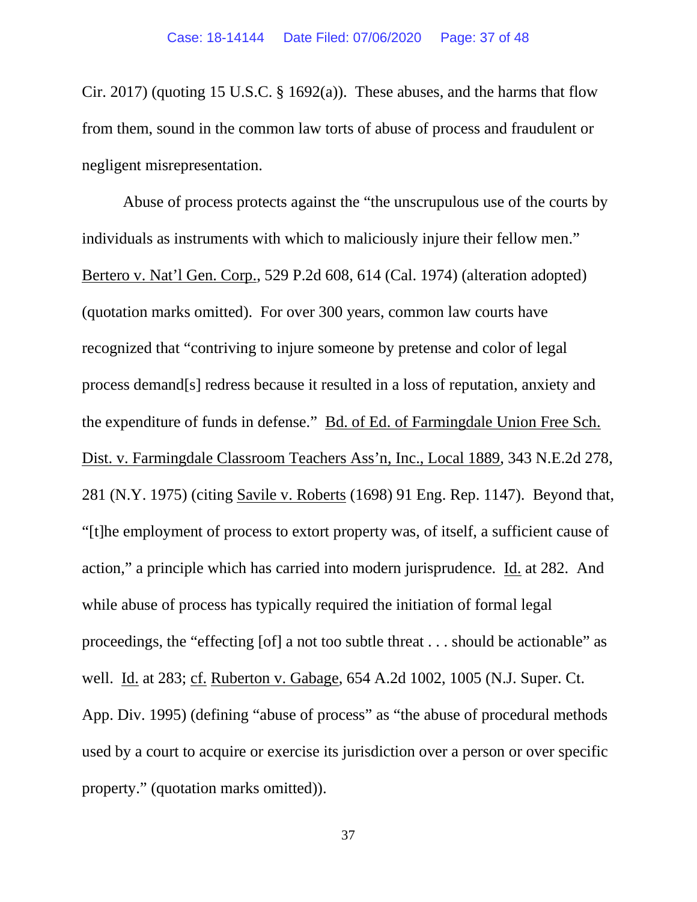Cir. 2017) (quoting 15 U.S.C. § 1692(a)). These abuses, and the harms that flow from them, sound in the common law torts of abuse of process and fraudulent or negligent misrepresentation.

Abuse of process protects against the "the unscrupulous use of the courts by individuals as instruments with which to maliciously injure their fellow men." Bertero v. Nat'l Gen. Corp., 529 P.2d 608, 614 (Cal. 1974) (alteration adopted) (quotation marks omitted). For over 300 years, common law courts have recognized that "contriving to injure someone by pretense and color of legal process demand[s] redress because it resulted in a loss of reputation, anxiety and the expenditure of funds in defense." Bd. of Ed. of Farmingdale Union Free Sch. Dist. v. Farmingdale Classroom Teachers Ass'n, Inc., Local 1889, 343 N.E.2d 278, 281 (N.Y. 1975) (citing Savile v. Roberts (1698) 91 Eng. Rep. 1147). Beyond that, "[t]he employment of process to extort property was, of itself, a sufficient cause of action," a principle which has carried into modern jurisprudence. Id. at 282. And while abuse of process has typically required the initiation of formal legal proceedings, the "effecting [of] a not too subtle threat . . . should be actionable" as well. Id. at 283; cf. Ruberton v. Gabage, 654 A.2d 1002, 1005 (N.J. Super. Ct. App. Div. 1995) (defining "abuse of process" as "the abuse of procedural methods used by a court to acquire or exercise its jurisdiction over a person or over specific property." (quotation marks omitted)).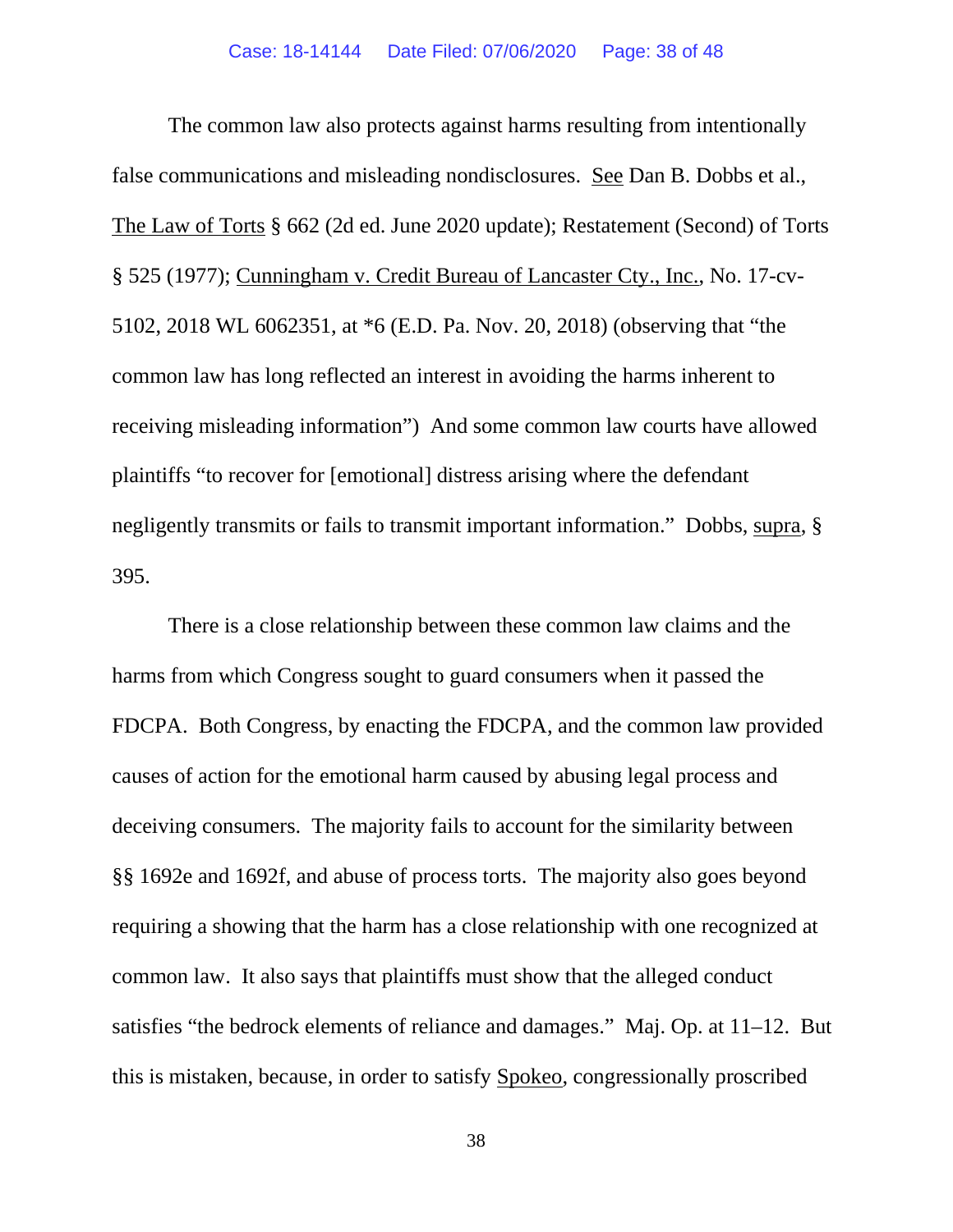The common law also protects against harms resulting from intentionally false communications and misleading nondisclosures. See Dan B. Dobbs et al., The Law of Torts § 662 (2d ed. June 2020 update); Restatement (Second) of Torts § 525 (1977); Cunningham v. Credit Bureau of Lancaster Cty., Inc., No. 17-cv-5102, 2018 WL 6062351, at *6 (E.D. Pa. Nov. 20, 2018) (observing that "the common law has long reflected an interest in avoiding the harms inherent to receiving misleading information") And some common law courts have allowed plaintiffs "to recover for [emotional] distress arising where the defendant negligently transmits or fails to transmit important information." Dobbs, supra, § 395.

There is a close relationship between these common law claims and the harms from which Congress sought to guard consumers when it passed the FDCPA. Both Congress, by enacting the FDCPA, and the common law provided causes of action for the emotional harm caused by abusing legal process and deceiving consumers. The majority fails to account for the similarity between §§ 1692e and 1692f, and abuse of process torts. The majority also goes beyond requiring a showing that the harm has a close relationship with one recognized at common law. It also says that plaintiffs must show that the alleged conduct satisfies "the bedrock elements of reliance and damages." Maj. Op. at 11–12. But this is mistaken, because, in order to satisfy Spokeo, congressionally proscribed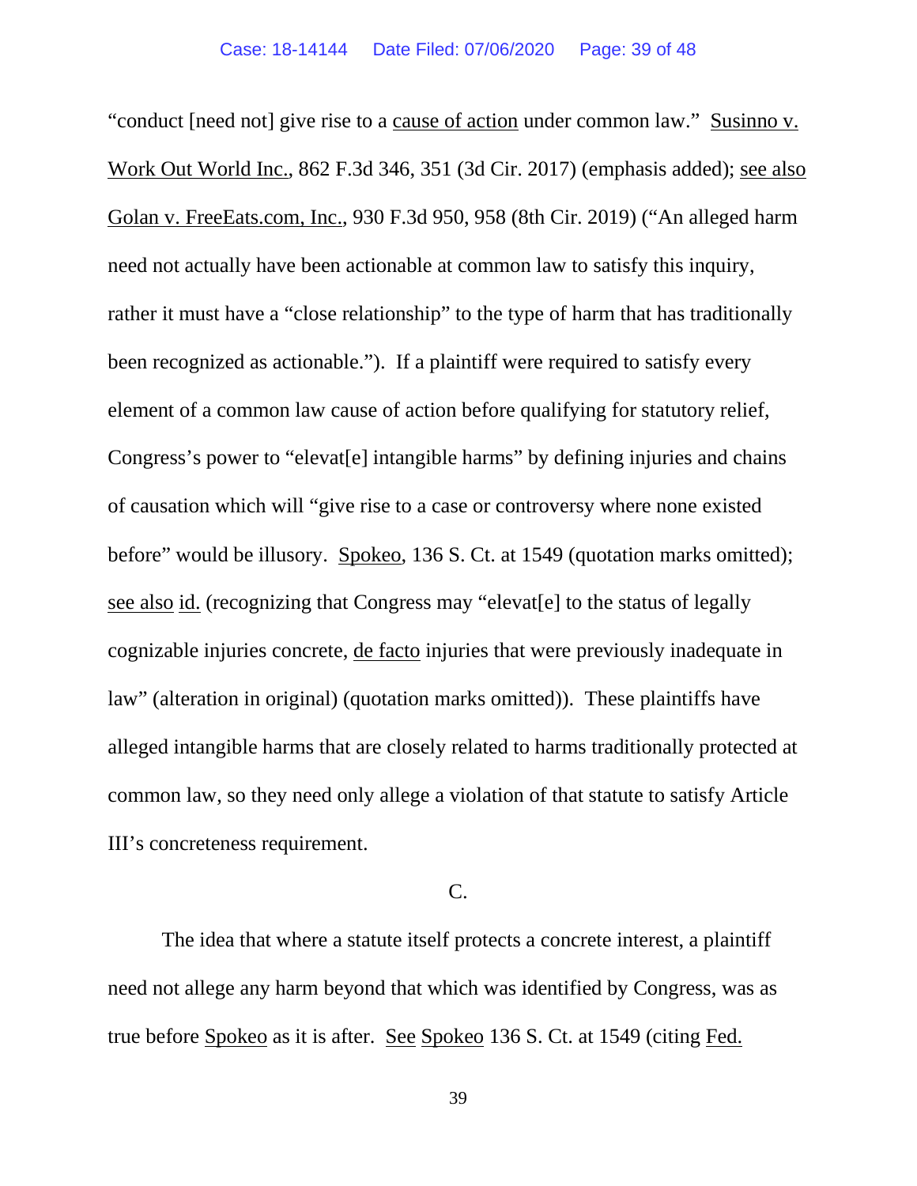"conduct [need not] give rise to a cause of action under common law." Susinno v. Work Out World Inc., 862 F.3d 346, 351 (3d Cir. 2017) (emphasis added); see also Golan v. FreeEats.com, Inc., 930 F.3d 950, 958 (8th Cir. 2019) ("An alleged harm need not actually have been actionable at common law to satisfy this inquiry, rather it must have a "close relationship" to the type of harm that has traditionally been recognized as actionable."). If a plaintiff were required to satisfy every element of a common law cause of action before qualifying for statutory relief, Congress's power to "elevat[e] intangible harms" by defining injuries and chains of causation which will "give rise to a case or controversy where none existed before" would be illusory. Spokeo, 136 S. Ct. at 1549 (quotation marks omitted); see also id. (recognizing that Congress may "elevat[e] to the status of legally cognizable injuries concrete, de facto injuries that were previously inadequate in law" (alteration in original) (quotation marks omitted)). These plaintiffs have alleged intangible harms that are closely related to harms traditionally protected at common law, so they need only allege a violation of that statute to satisfy Article III's concreteness requirement.

C.

The idea that where a statute itself protects a concrete interest, a plaintiff need not allege any harm beyond that which was identified by Congress, was as true before Spokeo as it is after. See Spokeo 136 S. Ct. at 1549 (citing Fed.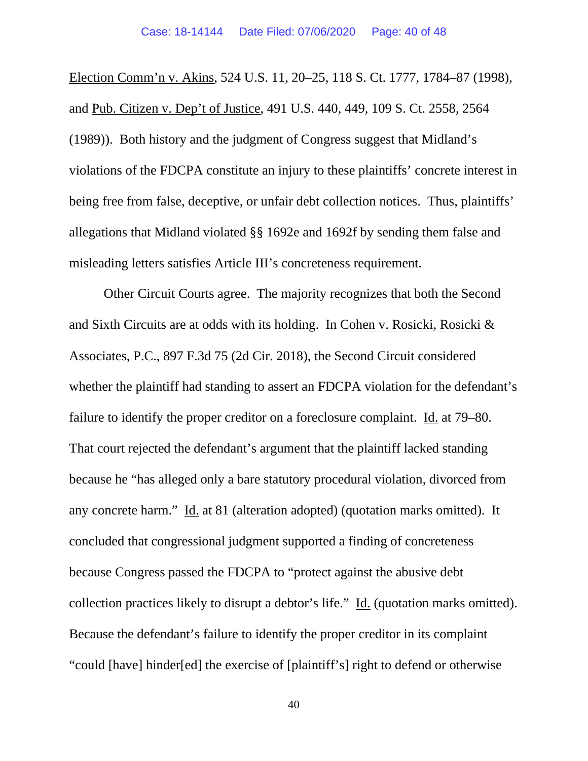Election Comm'n v. Akins, 524 U.S. 11, 20–25, 118 S. Ct. 1777, 1784–87 (1998), and Pub. Citizen v. Dep't of Justice, 491 U.S. 440, 449, 109 S. Ct. 2558, 2564 (1989)). Both history and the judgment of Congress suggest that Midland's violations of the FDCPA constitute an injury to these plaintiffs' concrete interest in being free from false, deceptive, or unfair debt collection notices. Thus, plaintiffs' allegations that Midland violated §§ 1692e and 1692f by sending them false and misleading letters satisfies Article III's concreteness requirement.

Other Circuit Courts agree. The majority recognizes that both the Second and Sixth Circuits are at odds with its holding. In Cohen v. Rosicki, Rosicki & Associates, P.C., 897 F.3d 75 (2d Cir. 2018), the Second Circuit considered whether the plaintiff had standing to assert an FDCPA violation for the defendant's failure to identify the proper creditor on a foreclosure complaint. Id. at 79–80. That court rejected the defendant's argument that the plaintiff lacked standing because he "has alleged only a bare statutory procedural violation, divorced from any concrete harm." Id. at 81 (alteration adopted) (quotation marks omitted). It concluded that congressional judgment supported a finding of concreteness because Congress passed the FDCPA to "protect against the abusive debt collection practices likely to disrupt a debtor's life." Id. (quotation marks omitted). Because the defendant's failure to identify the proper creditor in its complaint "could [have] hinder[ed] the exercise of [plaintiff's] right to defend or otherwise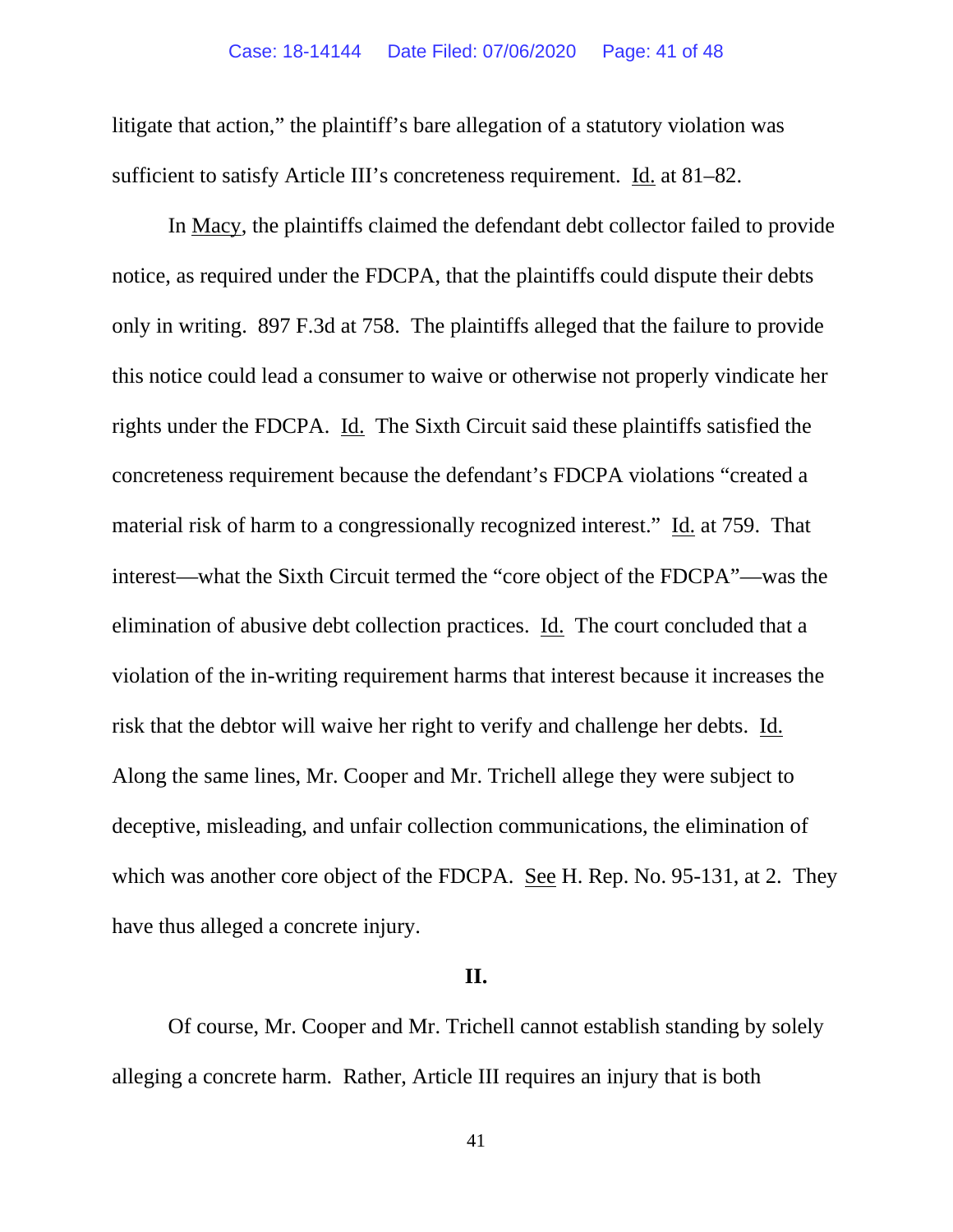litigate that action," the plaintiff's bare allegation of a statutory violation was sufficient to satisfy Article III's concreteness requirement. Id. at 81–82.

In Macy, the plaintiffs claimed the defendant debt collector failed to provide notice, as required under the FDCPA, that the plaintiffs could dispute their debts only in writing. 897 F.3d at 758. The plaintiffs alleged that the failure to provide this notice could lead a consumer to waive or otherwise not properly vindicate her rights under the FDCPA. Id. The Sixth Circuit said these plaintiffs satisfied the concreteness requirement because the defendant's FDCPA violations "created a material risk of harm to a congressionally recognized interest." Id. at 759. That interest—what the Sixth Circuit termed the "core object of the FDCPA"—was the elimination of abusive debt collection practices. Id. The court concluded that a violation of the in-writing requirement harms that interest because it increases the risk that the debtor will waive her right to verify and challenge her debts. Id. Along the same lines, Mr. Cooper and Mr. Trichell allege they were subject to deceptive, misleading, and unfair collection communications, the elimination of which was another core object of the FDCPA. See H. Rep. No. 95-131, at 2. They have thus alleged a concrete injury.

## II.

Of course, Mr. Cooper and Mr. Trichell cannot establish standing by solely alleging a concrete harm. Rather, Article III requires an injury that is both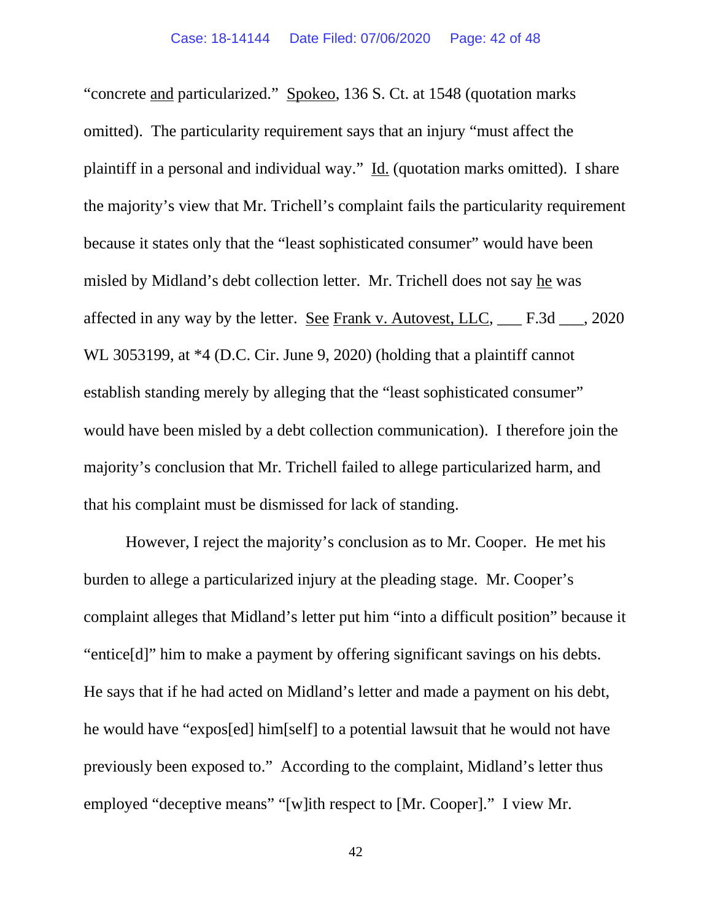"concrete and particularized." Spokeo, 136 S. Ct. at 1548 (quotation marks omitted). The particularity requirement says that an injury "must affect the plaintiff in a personal and individual way." Id. (quotation marks omitted). I share the majority's view that Mr. Trichell's complaint fails the particularity requirement because it states only that the "least sophisticated consumer" would have been misled by Midland's debt collection letter. Mr. Trichell does not say he was affected in any way by the letter. See Frank v. Autovest, LLC, ___ F.3d ___, 2020 WL 3053199, at *4 (D.C. Cir. June 9, 2020) (holding that a plaintiff cannot establish standing merely by alleging that the "least sophisticated consumer" would have been misled by a debt collection communication). I therefore join the majority's conclusion that Mr. Trichell failed to allege particularized harm, and that his complaint must be dismissed for lack of standing.

However, I reject the majority's conclusion as to Mr. Cooper. He met his burden to allege a particularized injury at the pleading stage. Mr. Cooper's complaint alleges that Midland's letter put him "into a difficult position" because it "entice[d]" him to make a payment by offering significant savings on his debts. He says that if he had acted on Midland's letter and made a payment on his debt, he would have "expos[ed] him[self] to a potential lawsuit that he would not have previously been exposed to." According to the complaint, Midland's letter thus employed "deceptive means" "[w]ith respect to [Mr. Cooper]." I view Mr.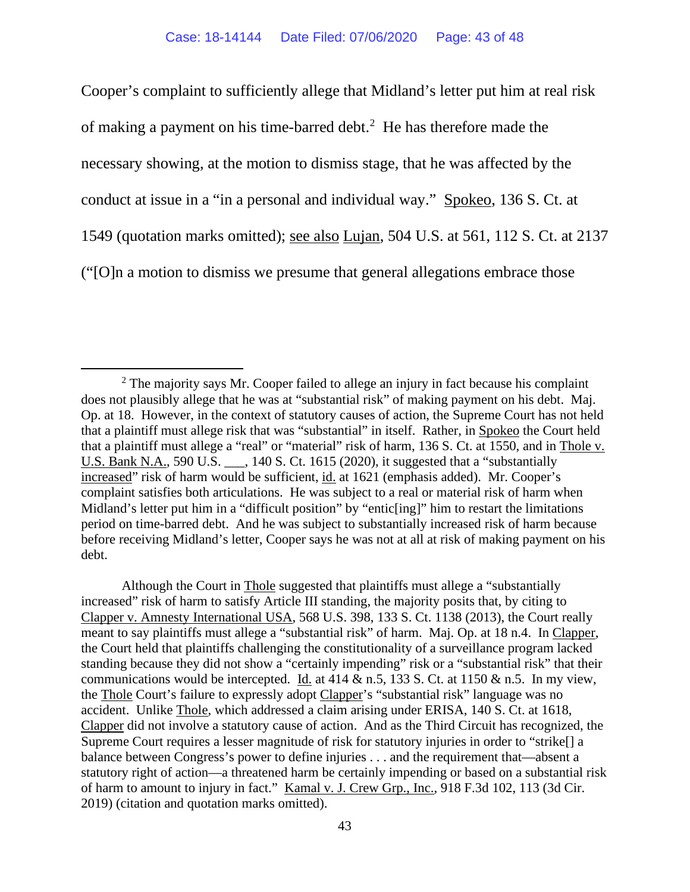Cooper's complaint to sufficiently allege that Midland's letter put him at real risk of making a payment on his time-barred debt.[2] He has therefore made the necessary showing, at the motion to dismiss stage, that he was affected by the conduct at issue in a "in a personal and individual way." Spokeo, 136 S. Ct. at 1549 (quotation marks omitted); see also Lujan, 504 U.S. at 561, 112 S. Ct. at 2137 ("[O]n a motion to dismiss we presume that general allegations embrace those

---

[2] The majority says Mr. Cooper failed to allege an injury in fact because his complaint does not plausibly allege that he was at "substantial risk" of making payment on his debt. Maj. Op. at 18. However, in the context of statutory causes of action, the Supreme Court has not held that a plaintiff must allege risk that was "substantial" in itself. Rather, in Spokeo the Court held that a plaintiff must allege a "real" or "material" risk of harm, 136 S. Ct. at 1550, and in Thole v. U.S. Bank N.A., 590 U.S. ___, 140 S. Ct. 1615 (2020), it suggested that a "substantially increased" risk of harm would be sufficient, id. at 1621 (emphasis added). Mr. Cooper's complaint satisfies both articulations. He was subject to a real or material risk of harm when Midland's letter put him in a "difficult position" by "entic[ing]" him to restart the limitations period on time-barred debt. And he was subject to substantially increased risk of harm because before receiving Midland's letter, Cooper says he was not at all at risk of making payment on his debt.

Although the Court in Thole suggested that plaintiffs must allege a "substantially increased" risk of harm to satisfy Article III standing, the majority posits that, by citing to Clapper v. Amnesty International USA, 568 U.S. 398, 133 S. Ct. 1138 (2013), the Court really meant to say plaintiffs must allege a "substantial risk" of harm. Maj. Op. at 18 n.4. In Clapper, the Court held that plaintiffs challenging the constitutionality of a surveillance program lacked standing because they did not show a "certainly impending" risk or a "substantial risk" that their communications would be intercepted. Id. at 414 & n.5, 133 S. Ct. at 1150 & n.5. In my view, the Thole Court's failure to expressly adopt Clapper's "substantial risk" language was no accident. Unlike Thole, which addressed a claim arising under ERISA, 140 S. Ct. at 1618, Clapper did not involve a statutory cause of action. And as the Third Circuit has recognized, the Supreme Court requires a lesser magnitude of risk for statutory injuries in order to "strike[] a balance between Congress's power to define injuries . . . and the requirement that—absent a statutory right of action—a threatened harm be certainly impending or based on a substantial risk of harm to amount to injury in fact." Kamal v. J. Crew Grp., Inc., 918 F.3d 102, 113 (3d Cir. 2019) (citation and quotation marks omitted).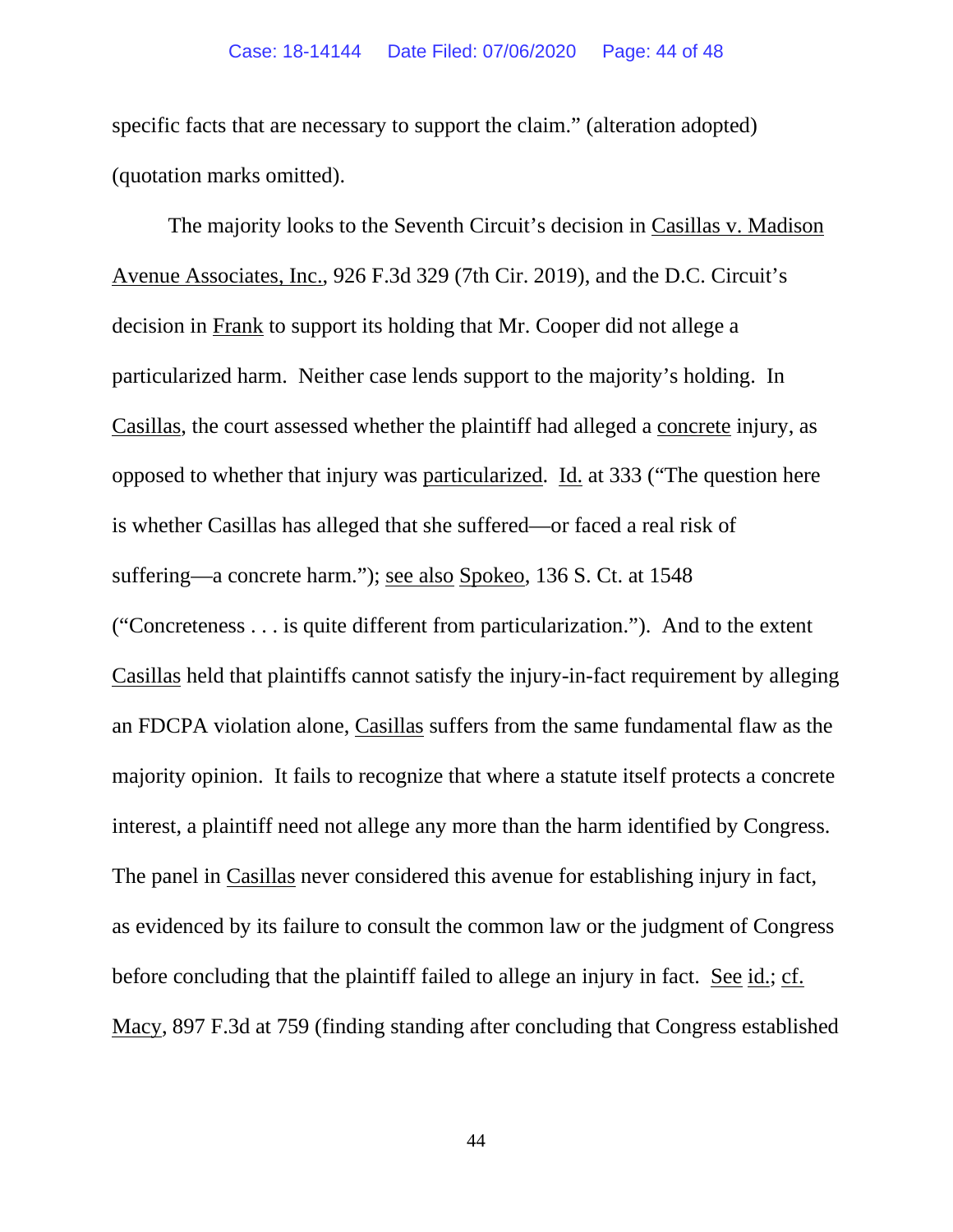specific facts that are necessary to support the claim." (alteration adopted) (quotation marks omitted).

The majority looks to the Seventh Circuit's decision in Casillas v. Madison Avenue Associates, Inc., 926 F.3d 329 (7th Cir. 2019), and the D.C. Circuit's decision in Frank to support its holding that Mr. Cooper did not allege a particularized harm. Neither case lends support to the majority's holding. In Casillas, the court assessed whether the plaintiff had alleged a concrete injury, as opposed to whether that injury was particularized. Id. at 333 ("The question here is whether Casillas has alleged that she suffered—or faced a real risk of suffering—a concrete harm."); see also Spokeo, 136 S. Ct. at 1548 ("Concreteness . . . is quite different from particularization."). And to the extent Casillas held that plaintiffs cannot satisfy the injury-in-fact requirement by alleging an FDCPA violation alone, Casillas suffers from the same fundamental flaw as the majority opinion. It fails to recognize that where a statute itself protects a concrete interest, a plaintiff need not allege any more than the harm identified by Congress. The panel in Casillas never considered this avenue for establishing injury in fact, as evidenced by its failure to consult the common law or the judgment of Congress before concluding that the plaintiff failed to allege an injury in fact. See id.; cf. Macy, 897 F.3d at 759 (finding standing after concluding that Congress established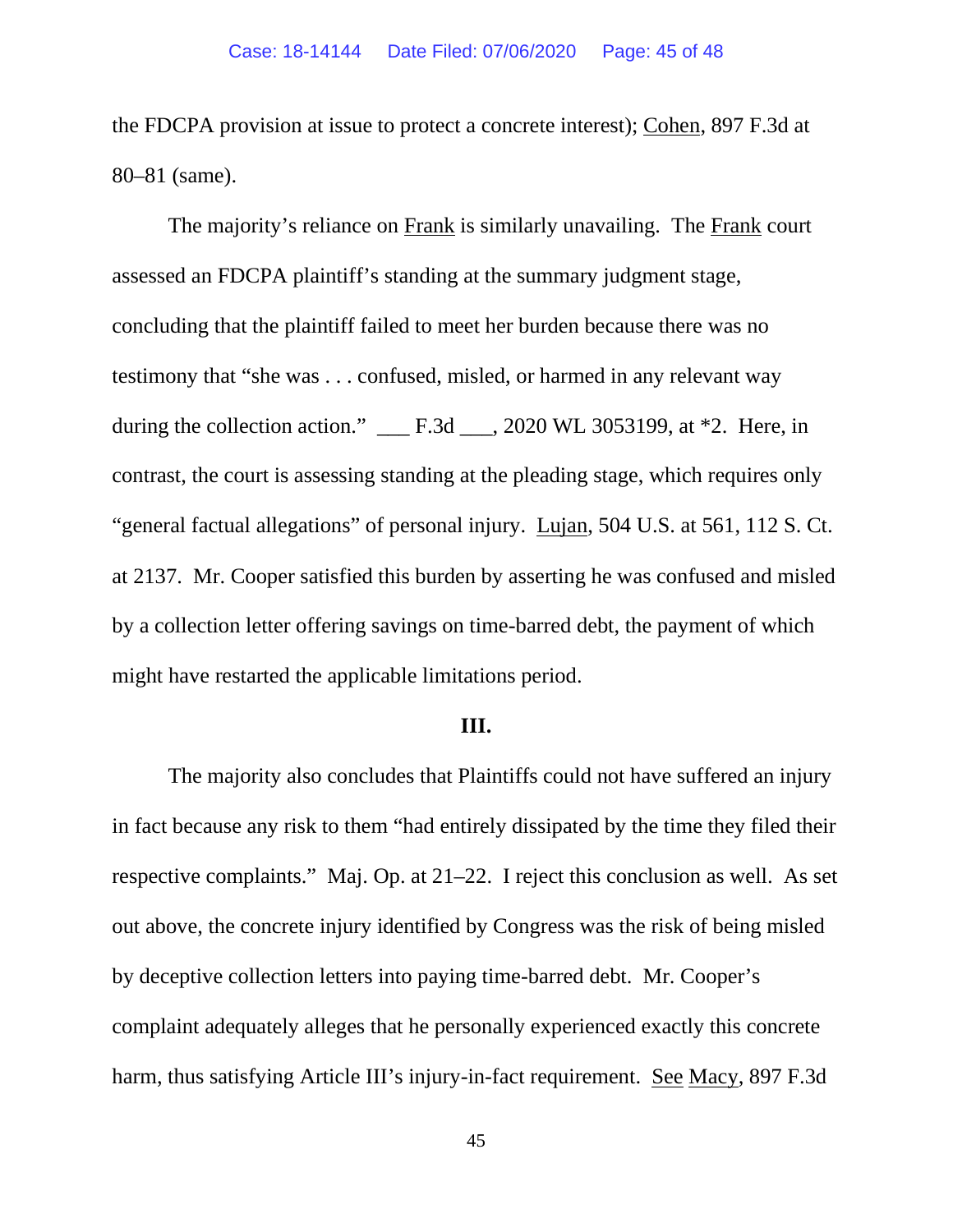the FDCPA provision at issue to protect a concrete interest); Cohen, 897 F.3d at 80–81 (same).

The majority's reliance on Frank is similarly unavailing. The Frank court assessed an FDCPA plaintiff's standing at the summary judgment stage, concluding that the plaintiff failed to meet her burden because there was no testimony that "she was . . . confused, misled, or harmed in any relevant way during the collection action." ___ F.3d ___, 2020 WL 3053199, at *2. Here, in contrast, the court is assessing standing at the pleading stage, which requires only "general factual allegations" of personal injury. Lujan, 504 U.S. at 561, 112 S. Ct. at 2137. Mr. Cooper satisfied this burden by asserting he was confused and misled by a collection letter offering savings on time-barred debt, the payment of which might have restarted the applicable limitations period.

**III.**

The majority also concludes that Plaintiffs could not have suffered an injury in fact because any risk to them "had entirely dissipated by the time they filed their respective complaints." Maj. Op. at 21–22. I reject this conclusion as well. As set out above, the concrete injury identified by Congress was the risk of being misled by deceptive collection letters into paying time-barred debt. Mr. Cooper's complaint adequately alleges that he personally experienced exactly this concrete harm, thus satisfying Article III's injury-in-fact requirement. See Macy, 897 F.3d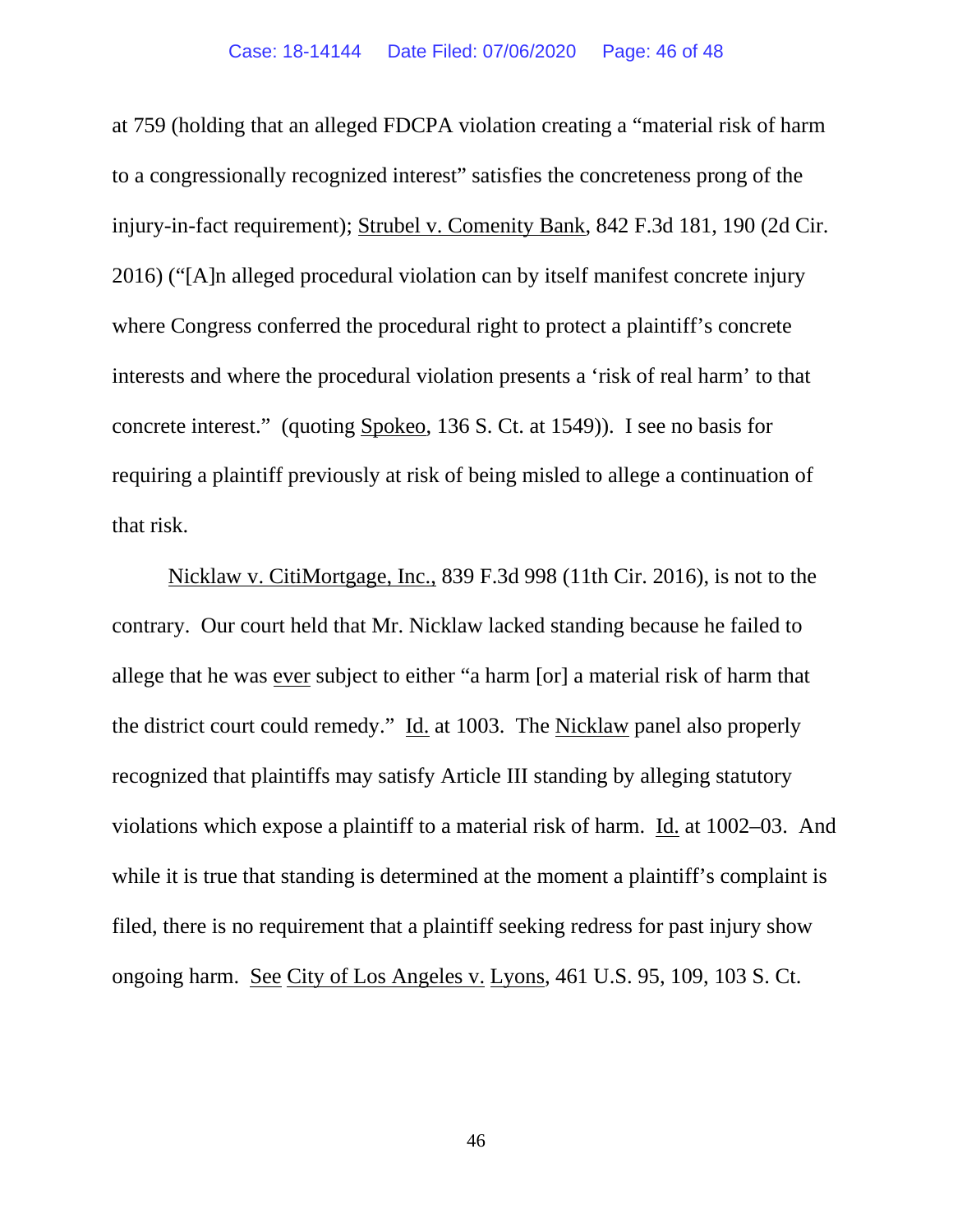at 759 (holding that an alleged FDCPA violation creating a "material risk of harm to a congressionally recognized interest" satisfies the concreteness prong of the injury-in-fact requirement); Strubel v. Comenity Bank, 842 F.3d 181, 190 (2d Cir. 2016) ("[A]n alleged procedural violation can by itself manifest concrete injury where Congress conferred the procedural right to protect a plaintiff's concrete interests and where the procedural violation presents a 'risk of real harm' to that concrete interest." (quoting Spokeo, 136 S. Ct. at 1549)). I see no basis for requiring a plaintiff previously at risk of being misled to allege a continuation of that risk.

Nicklaw v. CitiMortgage, Inc., 839 F.3d 998 (11th Cir. 2016), is not to the contrary. Our court held that Mr. Nicklaw lacked standing because he failed to allege that he was ever subject to either "a harm [or] a material risk of harm that the district court could remedy." Id. at 1003. The Nicklaw panel also properly recognized that plaintiffs may satisfy Article III standing by alleging statutory violations which expose a plaintiff to a material risk of harm. Id. at 1002–03. And while it is true that standing is determined at the moment a plaintiff's complaint is filed, there is no requirement that a plaintiff seeking redress for past injury show ongoing harm. See City of Los Angeles v. Lyons, 461 U.S. 95, 109, 103 S. Ct.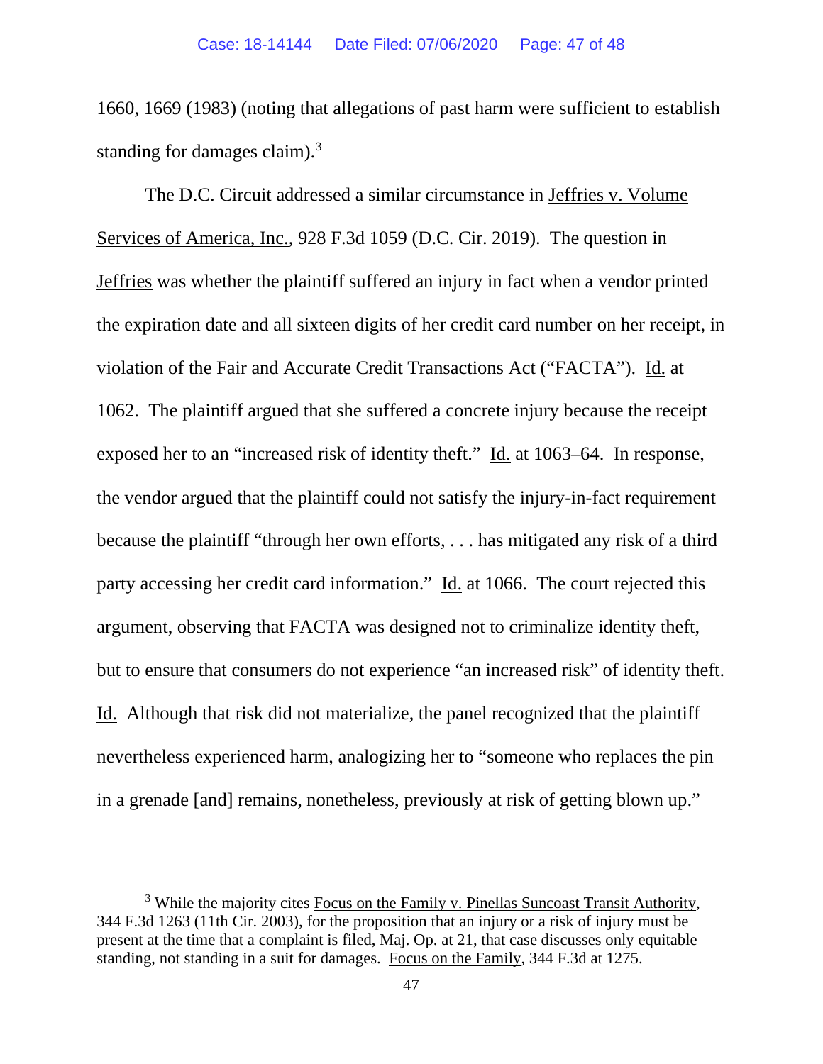1660, 1669 (1983) (noting that allegations of past harm were sufficient to establish standing for damages claim).[3]

The D.C. Circuit addressed a similar circumstance in Jeffries v. Volume Services of America, Inc., 928 F.3d 1059 (D.C. Cir. 2019). The question in Jeffries was whether the plaintiff suffered an injury in fact when a vendor printed the expiration date and all sixteen digits of her credit card number on her receipt, in violation of the Fair and Accurate Credit Transactions Act ("FACTA"). Id. at 1062. The plaintiff argued that she suffered a concrete injury because the receipt exposed her to an "increased risk of identity theft." Id. at 1063–64. In response, the vendor argued that the plaintiff could not satisfy the injury-in-fact requirement because the plaintiff "through her own efforts, . . . has mitigated any risk of a third party accessing her credit card information." Id. at 1066. The court rejected this argument, observing that FACTA was designed not to criminalize identity theft, but to ensure that consumers do not experience "an increased risk" of identity theft. Id. Although that risk did not materialize, the panel recognized that the plaintiff nevertheless experienced harm, analogizing her to "someone who replaces the pin in a grenade [and] remains, nonetheless, previously at risk of getting blown up."

[3] While the majority cites Focus on the Family v. Pinellas Suncoast Transit Authority, 344 F.3d 1263 (11th Cir. 2003), for the proposition that an injury or a risk of injury must be present at the time that a complaint is filed, Maj. Op. at 21, that case discusses only equitable standing, not standing in a suit for damages. Focus on the Family, 344 F.3d at 1275.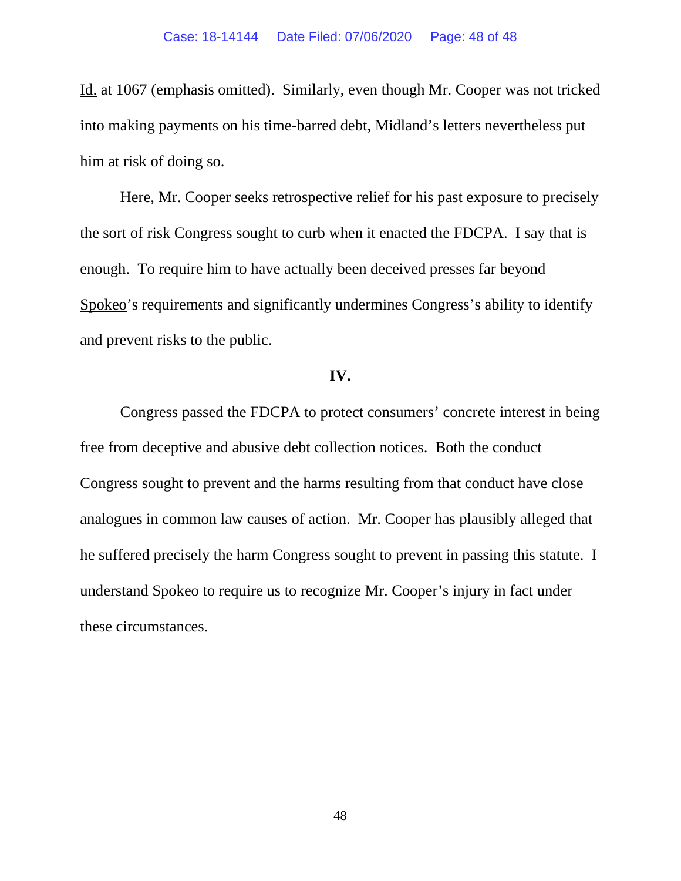Id. at 1067 (emphasis omitted). Similarly, even though Mr. Cooper was not tricked into making payments on his time-barred debt, Midland's letters nevertheless put him at risk of doing so.

Here, Mr. Cooper seeks retrospective relief for his past exposure to precisely the sort of risk Congress sought to curb when it enacted the FDCPA. I say that is enough. To require him to have actually been deceived presses far beyond Spokeo's requirements and significantly undermines Congress's ability to identify and prevent risks to the public.

**IV.**

Congress passed the FDCPA to protect consumers' concrete interest in being free from deceptive and abusive debt collection notices. Both the conduct Congress sought to prevent and the harms resulting from that conduct have close analogues in common law causes of action. Mr. Cooper has plausibly alleged that he suffered precisely the harm Congress sought to prevent in passing this statute. I understand Spokeo to require us to recognize Mr. Cooper's injury in fact under these circumstances.